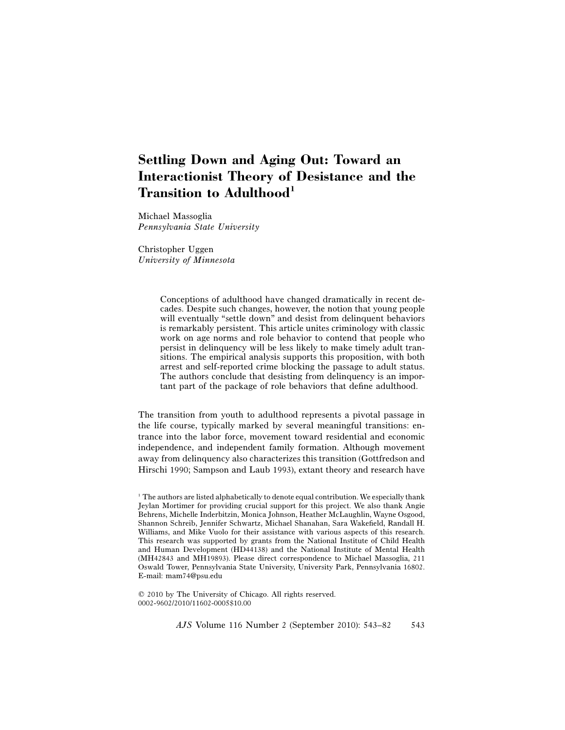# Settling Down and Aging Out: Toward an Interactionist Theory of Desistance and the Transition to Adulthood[1]

Michael Massoglia
*Pennsylvania State University*

Christopher Uggen
*University of Minnesota*

> Conceptions of adulthood have changed dramatically in recent decades. Despite such changes, however, the notion that young people will eventually "settle down" and desist from delinquent behaviors is remarkably persistent. This article unites criminology with classic work on age norms and role behavior to contend that people who persist in delinquency will be less likely to make timely adult transitions. The empirical analysis supports this proposition, with both arrest and self-reported crime blocking the passage to adult status. The authors conclude that desisting from delinquency is an important part of the package of role behaviors that define adulthood.

The transition from youth to adulthood represents a pivotal passage in the life course, typically marked by several meaningful transitions: entrance into the labor force, movement toward residential and economic independence, and independent family formation. Although movement away from delinquency also characterizes this transition (Gottfredson and Hirschi 1990; Sampson and Laub 1993), extant theory and research have

[1] The authors are listed alphabetically to denote equal contribution. We especially thank Jeylan Mortimer for providing crucial support for this project. We also thank Angie Behrens, Michelle Inderbitzin, Monica Johnson, Heather McLaughlin, Wayne Osgood, Shannon Schreib, Jennifer Schwartz, Michael Shanahan, Sara Wakefield, Randall H. Williams, and Mike Vuolo for their assistance with various aspects of this research. This research was supported by grants from the National Institute of Child Health and Human Development (HD44138) and the National Institute of Mental Health (MH42843 and MH19893). Please direct correspondence to Michael Massoglia, 211 Oswald Tower, Pennsylvania State University, University Park, Pennsylvania 16802. E-mail: mam74@psu.edu

© 2010 by The University of Chicago. All rights reserved.
0002-9602/2010/11602-0005$10.00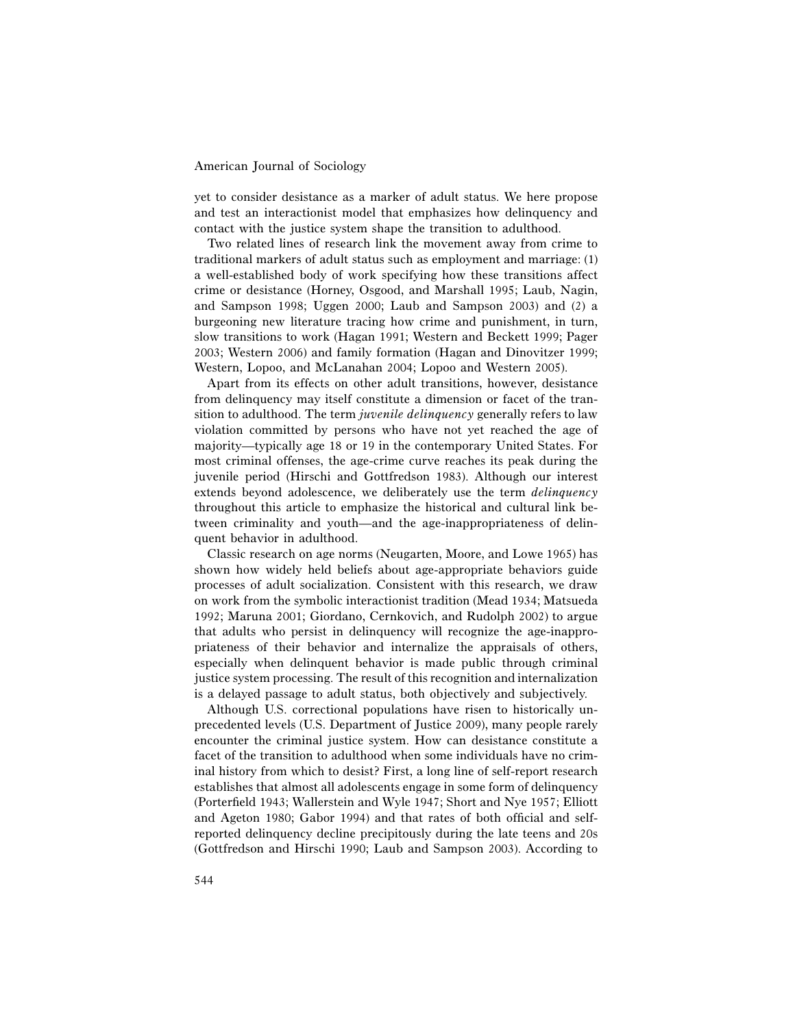yet to consider desistance as a marker of adult status. We here propose and test an interactionist model that emphasizes how delinquency and contact with the justice system shape the transition to adulthood.

Two related lines of research link the movement away from crime to traditional markers of adult status such as employment and marriage: (1) a well-established body of work specifying how these transitions affect crime or desistance (Horney, Osgood, and Marshall 1995; Laub, Nagin, and Sampson 1998; Uggen 2000; Laub and Sampson 2003) and (2) a burgeoning new literature tracing how crime and punishment, in turn, slow transitions to work (Hagan 1991; Western and Beckett 1999; Pager 2003; Western 2006) and family formation (Hagan and Dinovitzer 1999; Western, Lopoo, and McLanahan 2004; Lopoo and Western 2005).

Apart from its effects on other adult transitions, however, desistance from delinquency may itself constitute a dimension or facet of the transition to adulthood. The term *juvenile delinquency* generally refers to law violation committed by persons who have not yet reached the age of majority—typically age 18 or 19 in the contemporary United States. For most criminal offenses, the age-crime curve reaches its peak during the juvenile period (Hirschi and Gottfredson 1983). Although our interest extends beyond adolescence, we deliberately use the term *delinquency* throughout this article to emphasize the historical and cultural link between criminality and youth—and the age-inappropriateness of delinquent behavior in adulthood.

Classic research on age norms (Neugarten, Moore, and Lowe 1965) has shown how widely held beliefs about age-appropriate behaviors guide processes of adult socialization. Consistent with this research, we draw on work from the symbolic interactionist tradition (Mead 1934; Matsueda 1992; Maruna 2001; Giordano, Cernkovich, and Rudolph 2002) to argue that adults who persist in delinquency will recognize the age-inappropriateness of their behavior and internalize the appraisals of others, especially when delinquent behavior is made public through criminal justice system processing. The result of this recognition and internalization is a delayed passage to adult status, both objectively and subjectively.

Although U.S. correctional populations have risen to historically unprecedented levels (U.S. Department of Justice 2009), many people rarely encounter the criminal justice system. How can desistance constitute a facet of the transition to adulthood when some individuals have no criminal history from which to desist? First, a long line of self-report research establishes that almost all adolescents engage in some form of delinquency (Porterfield 1943; Wallerstein and Wyle 1947; Short and Nye 1957; Elliott and Ageton 1980; Gabor 1994) and that rates of both official and self-reported delinquency decline precipitously during the late teens and 20s (Gottfredson and Hirschi 1990; Laub and Sampson 2003). According to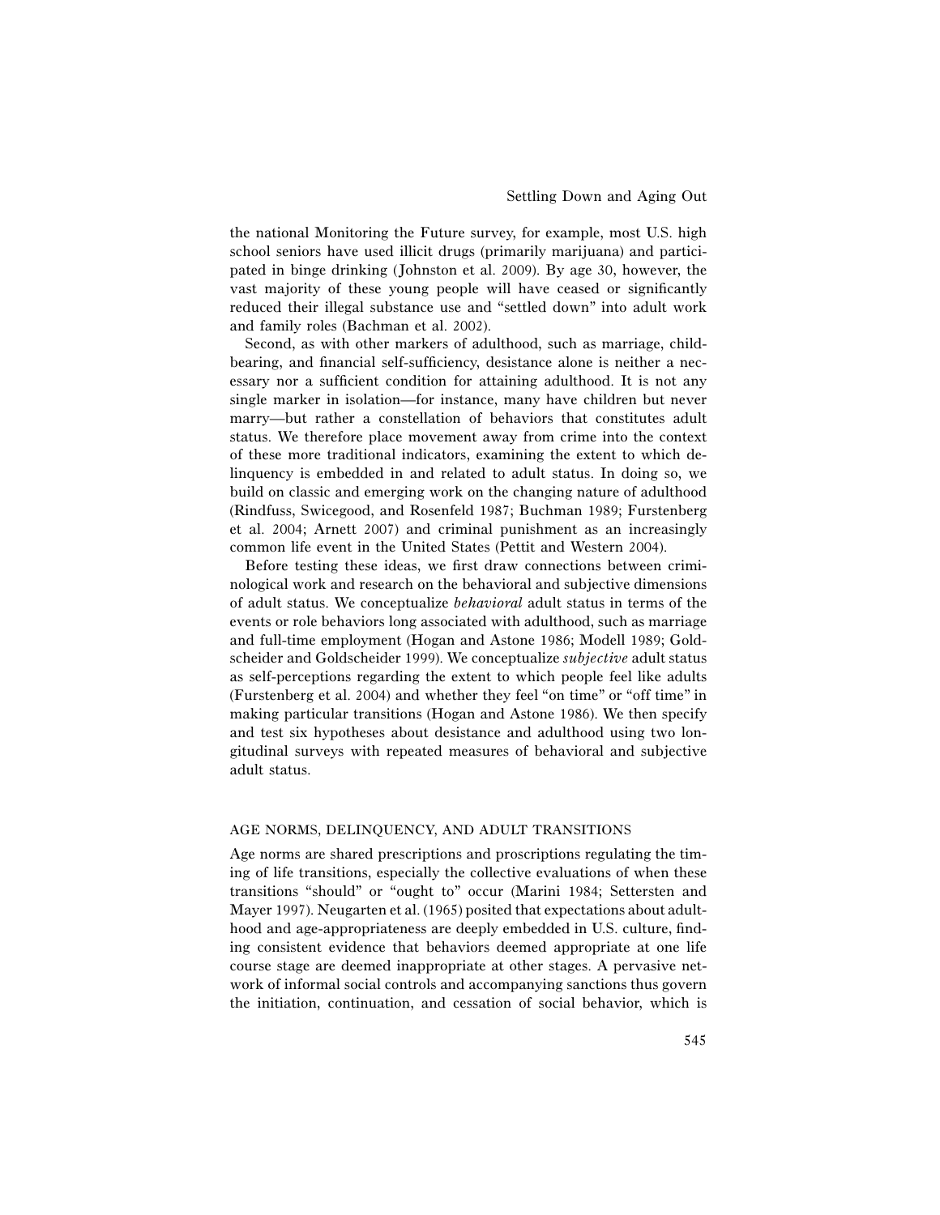the national Monitoring the Future survey, for example, most U.S. high school seniors have used illicit drugs (primarily marijuana) and participated in binge drinking (Johnston et al. 2009). By age 30, however, the vast majority of these young people will have ceased or significantly reduced their illegal substance use and "settled down" into adult work and family roles (Bachman et al. 2002).

Second, as with other markers of adulthood, such as marriage, childbearing, and financial self-sufficiency, desistance alone is neither a necessary nor a sufficient condition for attaining adulthood. It is not any single marker in isolation—for instance, many have children but never marry—but rather a constellation of behaviors that constitutes adult status. We therefore place movement away from crime into the context of these more traditional indicators, examining the extent to which delinquency is embedded in and related to adult status. In doing so, we build on classic and emerging work on the changing nature of adulthood (Rindfuss, Swicegood, and Rosenfeld 1987; Buchman 1989; Furstenberg et al. 2004; Arnett 2007) and criminal punishment as an increasingly common life event in the United States (Pettit and Western 2004).

Before testing these ideas, we first draw connections between criminological work and research on the behavioral and subjective dimensions of adult status. We conceptualize *behavioral* adult status in terms of the events or role behaviors long associated with adulthood, such as marriage and full-time employment (Hogan and Astone 1986; Modell 1989; Goldscheider and Goldscheider 1999). We conceptualize *subjective* adult status as self-perceptions regarding the extent to which people feel like adults (Furstenberg et al. 2004) and whether they feel "on time" or "off time" in making particular transitions (Hogan and Astone 1986). We then specify and test six hypotheses about desistance and adulthood using two longitudinal surveys with repeated measures of behavioral and subjective adult status.

## AGE NORMS, DELINQUENCY, AND ADULT TRANSITIONS

Age norms are shared prescriptions and proscriptions regulating the timing of life transitions, especially the collective evaluations of when these transitions "should" or "ought to" occur (Marini 1984; Settersten and Mayer 1997). Neugarten et al. (1965) posited that expectations about adulthood and age-appropriateness are deeply embedded in U.S. culture, finding consistent evidence that behaviors deemed appropriate at one life course stage are deemed inappropriate at other stages. A pervasive network of informal social controls and accompanying sanctions thus govern the initiation, continuation, and cessation of social behavior, which is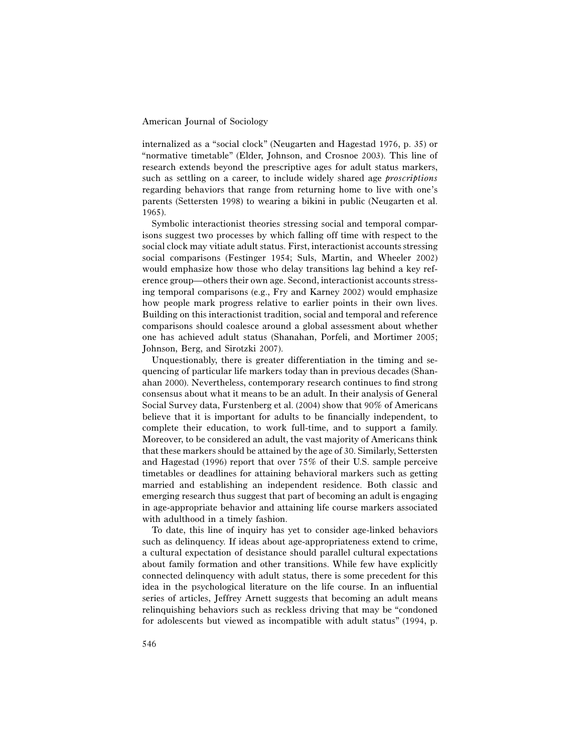internalized as a “social clock” (Neugarten and Hagestad 1976, p. 35) or “normative timetable” (Elder, Johnson, and Crosnoe 2003). This line of research extends beyond the prescriptive ages for adult status markers, such as settling on a career, to include widely shared age *proscriptions* regarding behaviors that range from returning home to live with one’s parents (Settersten 1998) to wearing a bikini in public (Neugarten et al. 1965).

Symbolic interactionist theories stressing social and temporal comparisons suggest two processes by which falling off time with respect to the social clock may vitiate adult status. First, interactionist accounts stressing social comparisons (Festinger 1954; Suls, Martin, and Wheeler 2002) would emphasize how those who delay transitions lag behind a key reference group—others their own age. Second, interactionist accounts stressing temporal comparisons (e.g., Fry and Karney 2002) would emphasize how people mark progress relative to earlier points in their own lives. Building on this interactionist tradition, social and temporal and reference comparisons should coalesce around a global assessment about whether one has achieved adult status (Shanahan, Porfeli, and Mortimer 2005; Johnson, Berg, and Sirotzki 2007).

Unquestionably, there is greater differentiation in the timing and sequencing of particular life markers today than in previous decades (Shanahan 2000). Nevertheless, contemporary research continues to find strong consensus about what it means to be an adult. In their analysis of General Social Survey data, Furstenberg et al. (2004) show that 90% of Americans believe that it is important for adults to be financially independent, to complete their education, to work full-time, and to support a family. Moreover, to be considered an adult, the vast majority of Americans think that these markers should be attained by the age of 30. Similarly, Settersten and Hagestad (1996) report that over 75% of their U.S. sample perceive timetables or deadlines for attaining behavioral markers such as getting married and establishing an independent residence. Both classic and emerging research thus suggest that part of becoming an adult is engaging in age-appropriate behavior and attaining life course markers associated with adulthood in a timely fashion.

To date, this line of inquiry has yet to consider age-linked behaviors such as delinquency. If ideas about age-appropriateness extend to crime, a cultural expectation of desistance should parallel cultural expectations about family formation and other transitions. While few have explicitly connected delinquency with adult status, there is some precedent for this idea in the psychological literature on the life course. In an influential series of articles, Jeffrey Arnett suggests that becoming an adult means relinquishing behaviors such as reckless driving that may be “condoned for adolescents but viewed as incompatible with adult status” (1994, p.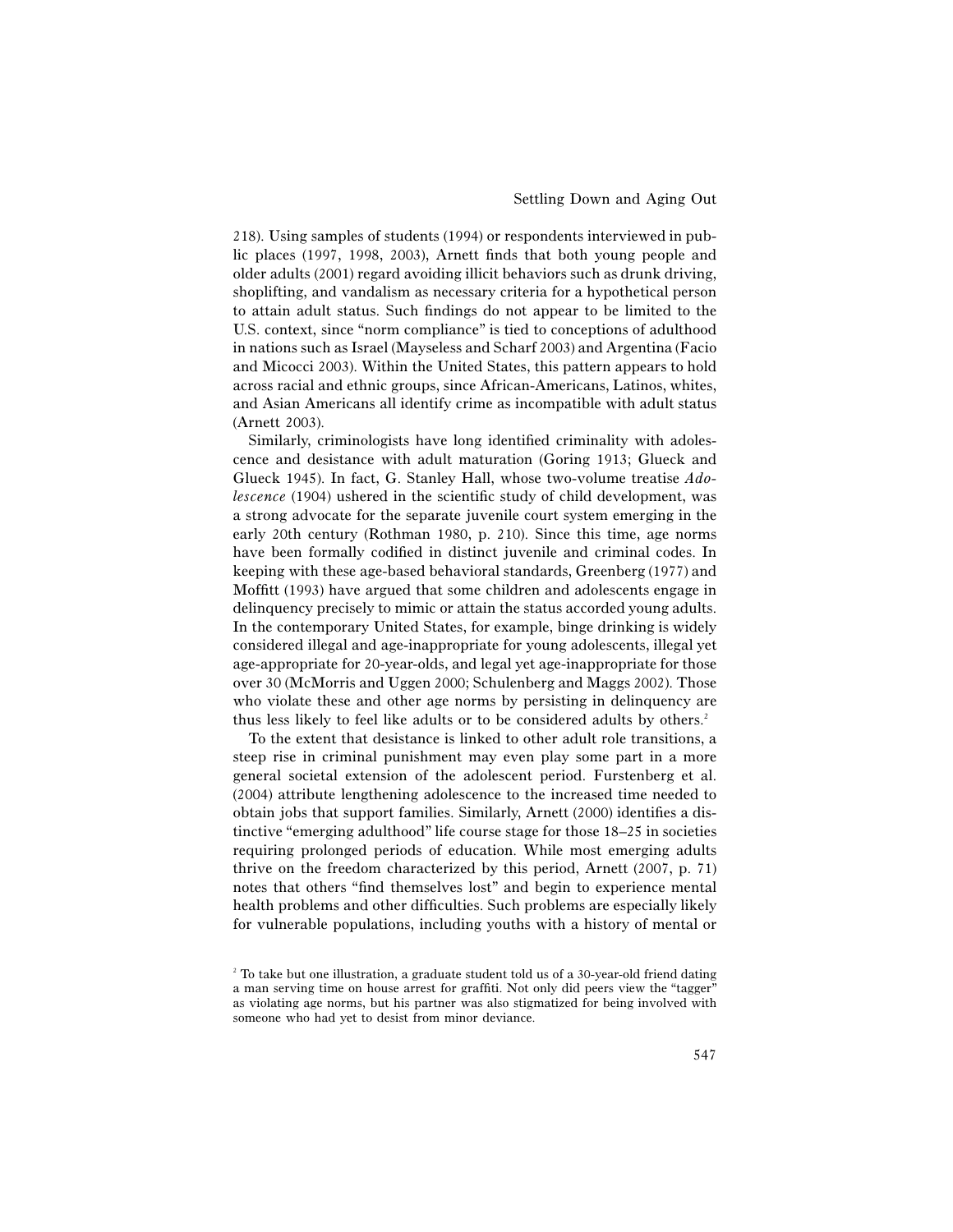218). Using samples of students (1994) or respondents interviewed in public places (1997, 1998, 2003), Arnett finds that both young people and older adults (2001) regard avoiding illicit behaviors such as drunk driving, shoplifting, and vandalism as necessary criteria for a hypothetical person to attain adult status. Such findings do not appear to be limited to the U.S. context, since "norm compliance" is tied to conceptions of adulthood in nations such as Israel (Mayseless and Scharf 2003) and Argentina (Facio and Micocci 2003). Within the United States, this pattern appears to hold across racial and ethnic groups, since African-Americans, Latinos, whites, and Asian Americans all identify crime as incompatible with adult status (Arnett 2003).

Similarly, criminologists have long identified criminality with adolescence and desistance with adult maturation (Goring 1913; Glueck and Glueck 1945). In fact, G. Stanley Hall, whose two-volume treatise *Adolescence* (1904) ushered in the scientific study of child development, was a strong advocate for the separate juvenile court system emerging in the early 20th century (Rothman 1980, p. 210). Since this time, age norms have been formally codified in distinct juvenile and criminal codes. In keeping with these age-based behavioral standards, Greenberg (1977) and Moffitt (1993) have argued that some children and adolescents engage in delinquency precisely to mimic or attain the status accorded young adults. In the contemporary United States, for example, binge drinking is widely considered illegal and age-inappropriate for young adolescents, illegal yet age-appropriate for 20-year-olds, and legal yet age-inappropriate for those over 30 (McMorris and Uggen 2000; Schulenberg and Maggs 2002). Those who violate these and other age norms by persisting in delinquency are thus less likely to feel like adults or to be considered adults by others.[2]

To the extent that desistance is linked to other adult role transitions, a steep rise in criminal punishment may even play some part in a more general societal extension of the adolescent period. Furstenberg et al. (2004) attribute lengthening adolescence to the increased time needed to obtain jobs that support families. Similarly, Arnett (2000) identifies a distinctive "emerging adulthood" life course stage for those 18–25 in societies requiring prolonged periods of education. While most emerging adults thrive on the freedom characterized by this period, Arnett (2007, p. 71) notes that others "find themselves lost" and begin to experience mental health problems and other difficulties. Such problems are especially likely for vulnerable populations, including youths with a history of mental or

[2] To take but one illustration, a graduate student told us of a 30-year-old friend dating a man serving time on house arrest for graffiti. Not only did peers view the "tagger" as violating age norms, but his partner was also stigmatized for being involved with someone who had yet to desist from minor deviance.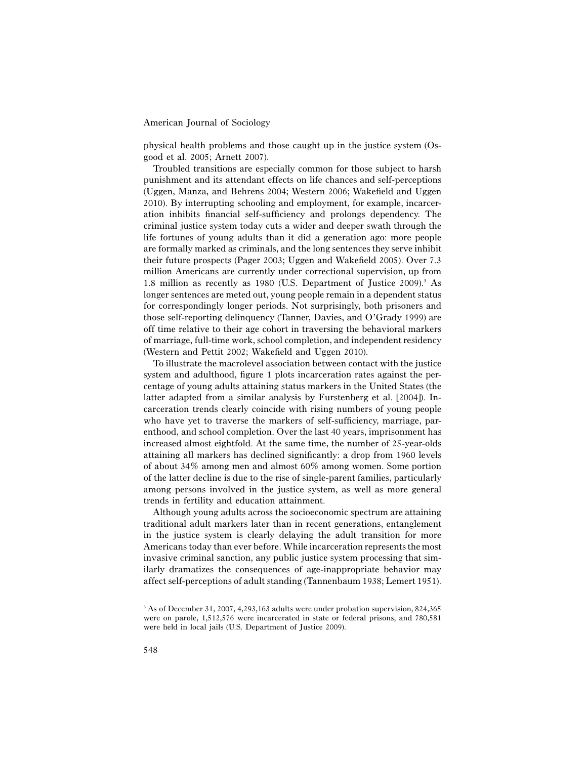physical health problems and those caught up in the justice system (Osgood et al. 2005; Arnett 2007).

Troubled transitions are especially common for those subject to harsh punishment and its attendant effects on life chances and self-perceptions (Uggen, Manza, and Behrens 2004; Western 2006; Wakefield and Uggen 2010). By interrupting schooling and employment, for example, incarceration inhibits financial self-sufficiency and prolongs dependency. The criminal justice system today cuts a wider and deeper swath through the life fortunes of young adults than it did a generation ago: more people are formally marked as criminals, and the long sentences they serve inhibit their future prospects (Pager 2003; Uggen and Wakefield 2005). Over 7.3 million Americans are currently under correctional supervision, up from 1.8 million as recently as 1980 (U.S. Department of Justice 2009).[3] As longer sentences are meted out, young people remain in a dependent status for correspondingly longer periods. Not surprisingly, both prisoners and those self-reporting delinquency (Tanner, Davies, and O'Grady 1999) are off time relative to their age cohort in traversing the behavioral markers of marriage, full-time work, school completion, and independent residency (Western and Pettit 2002; Wakefield and Uggen 2010).

To illustrate the macrolevel association between contact with the justice system and adulthood, figure 1 plots incarceration rates against the percentage of young adults attaining status markers in the United States (the latter adapted from a similar analysis by Furstenberg et al. [2004]). Incarceration trends clearly coincide with rising numbers of young people who have yet to traverse the markers of self-sufficiency, marriage, parenthood, and school completion. Over the last 40 years, imprisonment has increased almost eightfold. At the same time, the number of 25-year-olds attaining all markers has declined significantly: a drop from 1960 levels of about 34% among men and almost 60% among women. Some portion of the latter decline is due to the rise of single-parent families, particularly among persons involved in the justice system, as well as more general trends in fertility and education attainment.

Although young adults across the socioeconomic spectrum are attaining traditional adult markers later than in recent generations, entanglement in the justice system is clearly delaying the adult transition for more Americans today than ever before. While incarceration represents the most invasive criminal sanction, any public justice system processing that similarly dramatizes the consequences of age-inappropriate behavior may affect self-perceptions of adult standing (Tannenbaum 1938; Lemert 1951).

[3] As of December 31, 2007, 4,293,163 adults were under probation supervision, 824,365 were on parole, 1,512,576 were incarcerated in state or federal prisons, and 780,581 were held in local jails (U.S. Department of Justice 2009).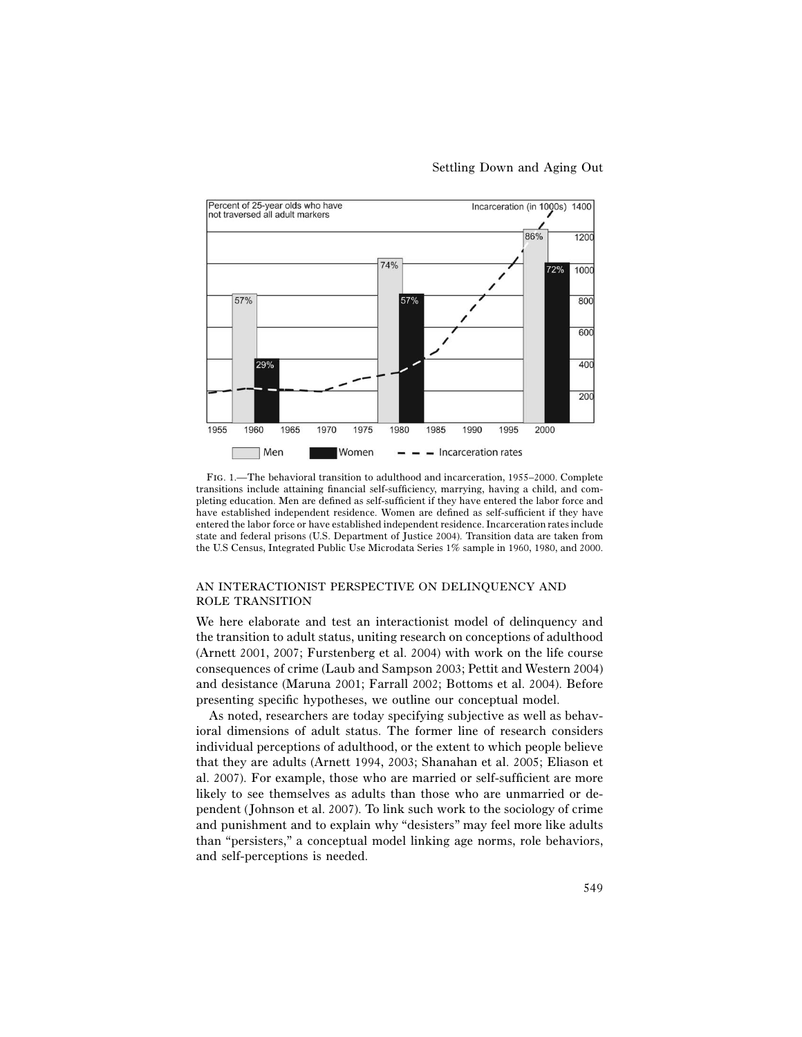Percent of 25-year olds who have not traversed all adult markers

Incarceration (in 1000s)

1400
1200
1000
800
600
400
200

57%
29%
74%
57%
86%
72%

1955 1960 1965 1970 1975 1980 1985 1990 1995 2000

Men
Women
Incarceration rates

Fig. 1.—The behavioral transition to adulthood and incarceration, 1955–2000. Complete transitions include attaining financial self-sufficiency, marrying, having a child, and completing education. Men are defined as self-sufficient if they have entered the labor force and have established independent residence. Women are defined as self-sufficient if they have entered the labor force or have established independent residence. Incarceration rates include state and federal prisons (U.S. Department of Justice 2004). Transition data are taken from the U.S Census, Integrated Public Use Microdata Series 1% sample in 1960, 1980, and 2000.

## AN INTERACTIONIST PERSPECTIVE ON DELINQUENCY AND ROLE TRANSITION

We here elaborate and test an interactionist model of delinquency and the transition to adult status, uniting research on conceptions of adulthood (Arnett 2001, 2007; Furstenberg et al. 2004) with work on the life course consequences of crime (Laub and Sampson 2003; Pettit and Western 2004) and desistance (Maruna 2001; Farrall 2002; Bottoms et al. 2004). Before presenting specific hypotheses, we outline our conceptual model.

As noted, researchers are today specifying subjective as well as behavioral dimensions of adult status. The former line of research considers individual perceptions of adulthood, or the extent to which people believe that they are adults (Arnett 1994, 2003; Shanahan et al. 2005; Eliason et al. 2007). For example, those who are married or self-sufficient are more likely to see themselves as adults than those who are unmarried or dependent (Johnson et al. 2007). To link such work to the sociology of crime and punishment and to explain why "desisters" may feel more like adults than "persisters," a conceptual model linking age norms, role behaviors, and self-perceptions is needed.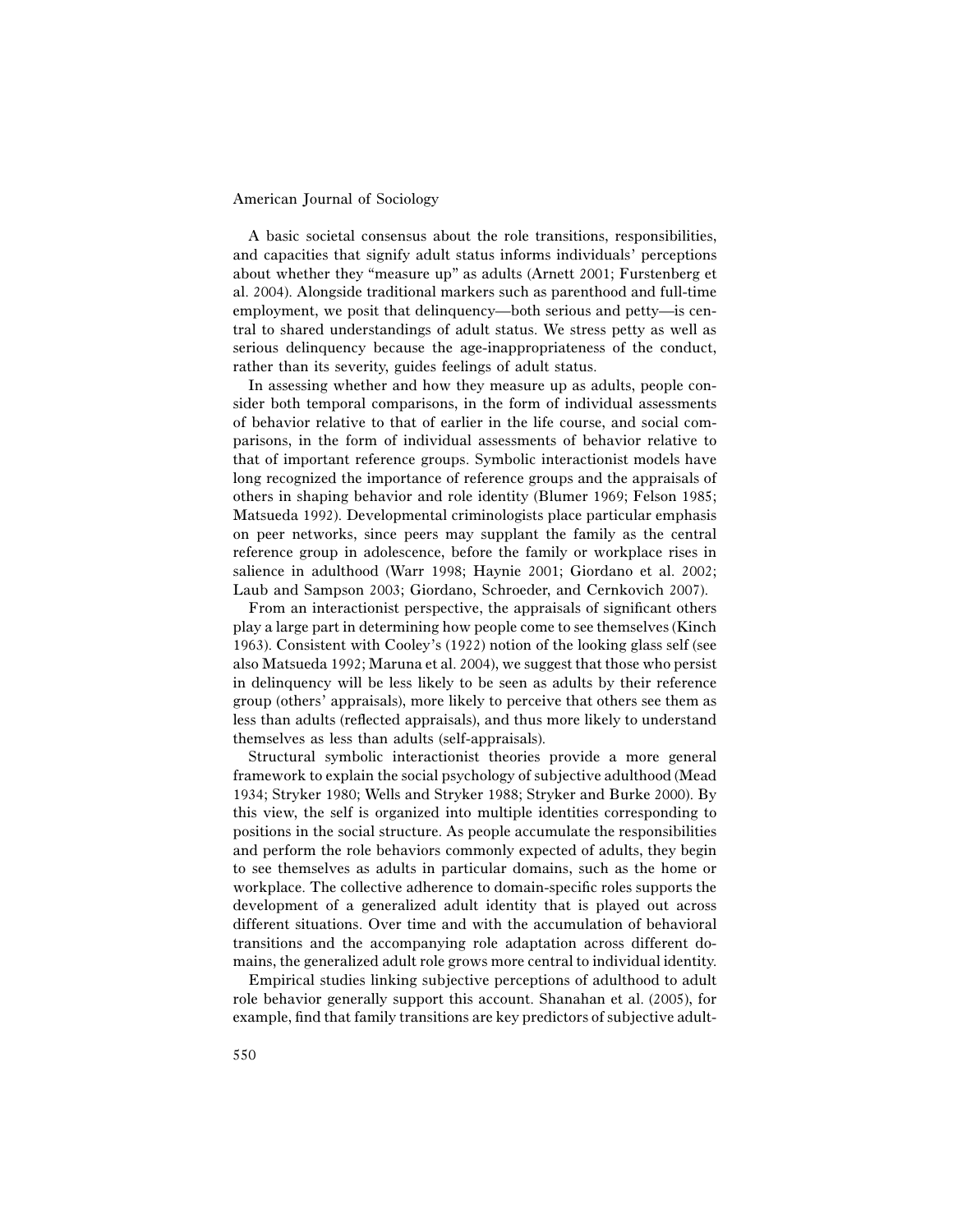A basic societal consensus about the role transitions, responsibilities, and capacities that signify adult status informs individuals' perceptions about whether they "measure up" as adults (Arnett 2001; Furstenberg et al. 2004). Alongside traditional markers such as parenthood and full-time employment, we posit that delinquency—both serious and petty—is central to shared understandings of adult status. We stress petty as well as serious delinquency because the age-inappropriateness of the conduct, rather than its severity, guides feelings of adult status.

In assessing whether and how they measure up as adults, people consider both temporal comparisons, in the form of individual assessments of behavior relative to that of earlier in the life course, and social comparisons, in the form of individual assessments of behavior relative to that of important reference groups. Symbolic interactionist models have long recognized the importance of reference groups and the appraisals of others in shaping behavior and role identity (Blumer 1969; Felson 1985; Matsueda 1992). Developmental criminologists place particular emphasis on peer networks, since peers may supplant the family as the central reference group in adolescence, before the family or workplace rises in salience in adulthood (Warr 1998; Haynie 2001; Giordano et al. 2002; Laub and Sampson 2003; Giordano, Schroeder, and Cernkovich 2007).

From an interactionist perspective, the appraisals of significant others play a large part in determining how people come to see themselves (Kinch 1963). Consistent with Cooley's (1922) notion of the looking glass self (see also Matsueda 1992; Maruna et al. 2004), we suggest that those who persist in delinquency will be less likely to be seen as adults by their reference group (others' appraisals), more likely to perceive that others see them as less than adults (reflected appraisals), and thus more likely to understand themselves as less than adults (self-appraisals).

Structural symbolic interactionist theories provide a more general framework to explain the social psychology of subjective adulthood (Mead 1934; Stryker 1980; Wells and Stryker 1988; Stryker and Burke 2000). By this view, the self is organized into multiple identities corresponding to positions in the social structure. As people accumulate the responsibilities and perform the role behaviors commonly expected of adults, they begin to see themselves as adults in particular domains, such as the home or workplace. The collective adherence to domain-specific roles supports the development of a generalized adult identity that is played out across different situations. Over time and with the accumulation of behavioral transitions and the accompanying role adaptation across different domains, the generalized adult role grows more central to individual identity.

Empirical studies linking subjective perceptions of adulthood to adult role behavior generally support this account. Shanahan et al. (2005), for example, find that family transitions are key predictors of subjective adult-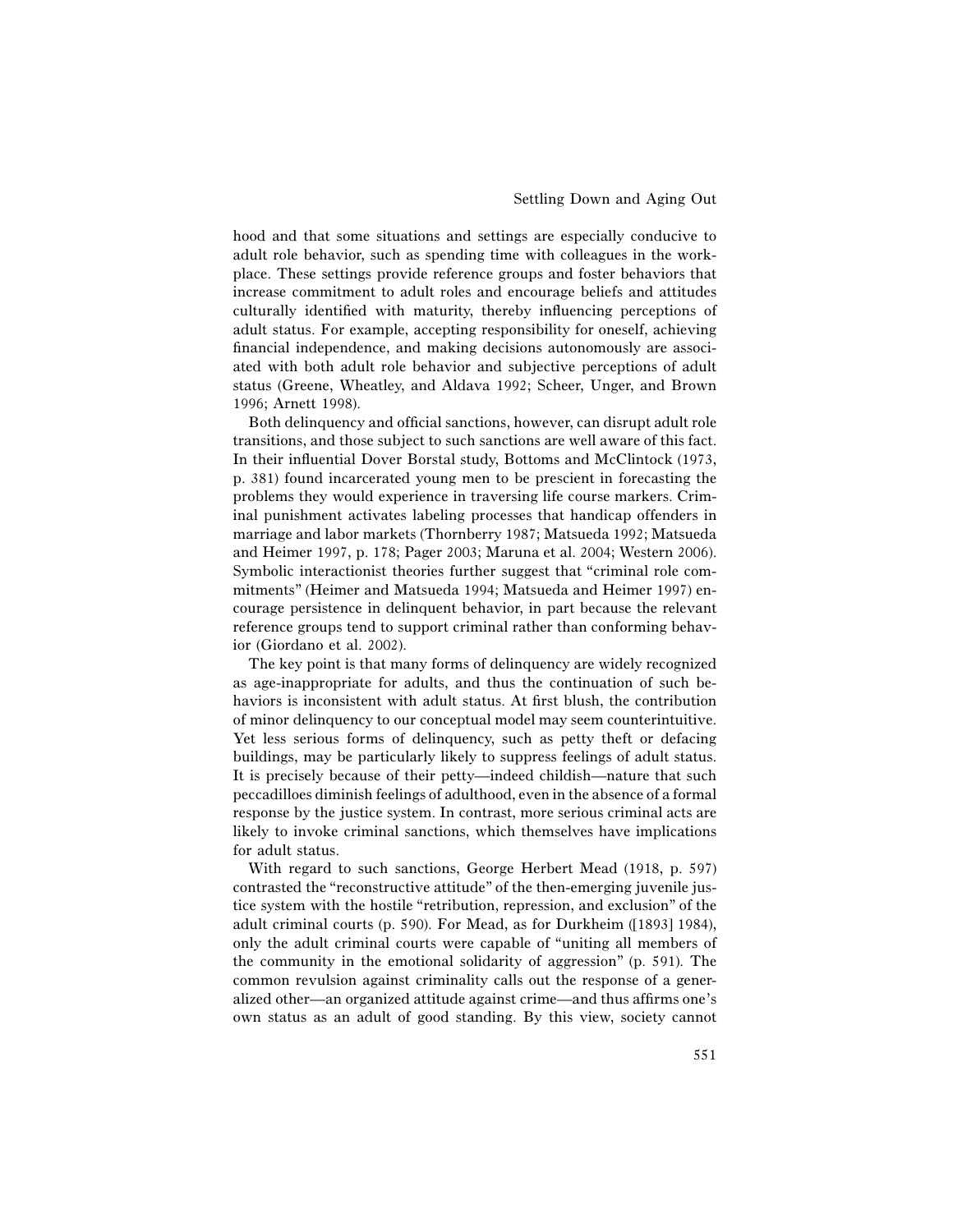hood and that some situations and settings are especially conducive to adult role behavior, such as spending time with colleagues in the workplace. These settings provide reference groups and foster behaviors that increase commitment to adult roles and encourage beliefs and attitudes culturally identified with maturity, thereby influencing perceptions of adult status. For example, accepting responsibility for oneself, achieving financial independence, and making decisions autonomously are associated with both adult role behavior and subjective perceptions of adult status (Greene, Wheatley, and Aldava 1992; Scheer, Unger, and Brown 1996; Arnett 1998).

Both delinquency and official sanctions, however, can disrupt adult role transitions, and those subject to such sanctions are well aware of this fact. In their influential Dover Borstal study, Bottoms and McClintock (1973, p. 381) found incarcerated young men to be prescient in forecasting the problems they would experience in traversing life course markers. Criminal punishment activates labeling processes that handicap offenders in marriage and labor markets (Thornberry 1987; Matsueda 1992; Matsueda and Heimer 1997, p. 178; Pager 2003; Maruna et al. 2004; Western 2006). Symbolic interactionist theories further suggest that "criminal role commitments" (Heimer and Matsueda 1994; Matsueda and Heimer 1997) encourage persistence in delinquent behavior, in part because the relevant reference groups tend to support criminal rather than conforming behavior (Giordano et al. 2002).

The key point is that many forms of delinquency are widely recognized as age-inappropriate for adults, and thus the continuation of such behaviors is inconsistent with adult status. At first blush, the contribution of minor delinquency to our conceptual model may seem counterintuitive. Yet less serious forms of delinquency, such as petty theft or defacing buildings, may be particularly likely to suppress feelings of adult status. It is precisely because of their petty—indeed childish—nature that such peccadilloes diminish feelings of adulthood, even in the absence of a formal response by the justice system. In contrast, more serious criminal acts are likely to invoke criminal sanctions, which themselves have implications for adult status.

With regard to such sanctions, George Herbert Mead (1918, p. 597) contrasted the "reconstructive attitude" of the then-emerging juvenile justice system with the hostile "retribution, repression, and exclusion" of the adult criminal courts (p. 590). For Mead, as for Durkheim ([1893] 1984), only the adult criminal courts were capable of "uniting all members of the community in the emotional solidarity of aggression" (p. 591). The common revulsion against criminality calls out the response of a generalized other—an organized attitude against crime—and thus affirms one's own status as an adult of good standing. By this view, society cannot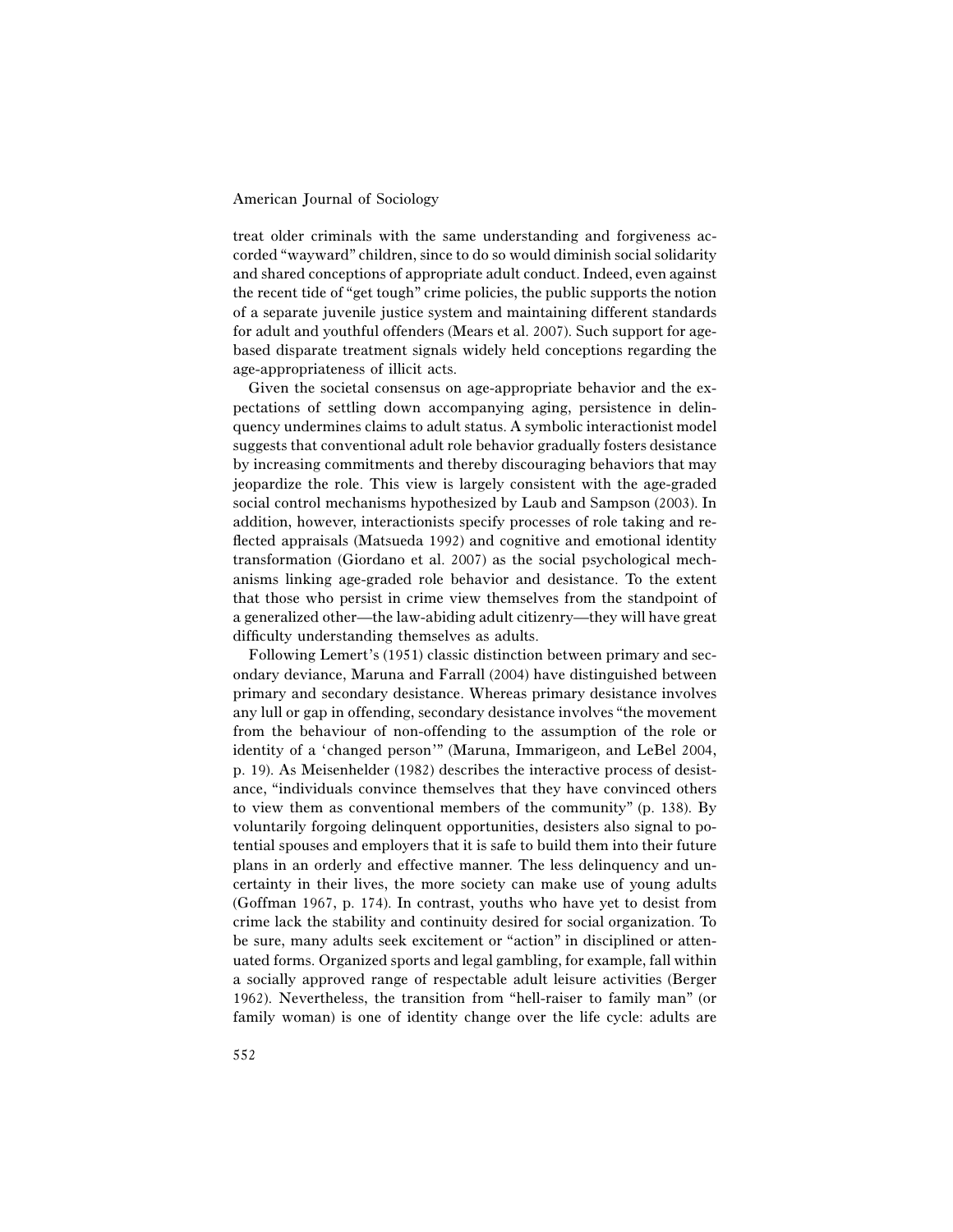treat older criminals with the same understanding and forgiveness accorded "wayward" children, since to do so would diminish social solidarity and shared conceptions of appropriate adult conduct. Indeed, even against the recent tide of "get tough" crime policies, the public supports the notion of a separate juvenile justice system and maintaining different standards for adult and youthful offenders (Mears et al. 2007). Such support for age-based disparate treatment signals widely held conceptions regarding the age-appropriateness of illicit acts.

Given the societal consensus on age-appropriate behavior and the expectations of settling down accompanying aging, persistence in delinquency undermines claims to adult status. A symbolic interactionist model suggests that conventional adult role behavior gradually fosters desistance by increasing commitments and thereby discouraging behaviors that may jeopardize the role. This view is largely consistent with the age-graded social control mechanisms hypothesized by Laub and Sampson (2003). In addition, however, interactionists specify processes of role taking and reflected appraisals (Matsueda 1992) and cognitive and emotional identity transformation (Giordano et al. 2007) as the social psychological mechanisms linking age-graded role behavior and desistance. To the extent that those who persist in crime view themselves from the standpoint of a generalized other—the law-abiding adult citizenry—they will have great difficulty understanding themselves as adults.

Following Lemert's (1951) classic distinction between primary and secondary deviance, Maruna and Farrall (2004) have distinguished between primary and secondary desistance. Whereas primary desistance involves any lull or gap in offending, secondary desistance involves "the movement from the behaviour of non-offending to the assumption of the role or identity of a 'changed person'" (Maruna, Immarigeon, and LeBel 2004, p. 19). As Meisenhelder (1982) describes the interactive process of desistance, "individuals convince themselves that they have convinced others to view them as conventional members of the community" (p. 138). By voluntarily forgoing delinquent opportunities, desisters also signal to potential spouses and employers that it is safe to build them into their future plans in an orderly and effective manner. The less delinquency and uncertainty in their lives, the more society can make use of young adults (Goffman 1967, p. 174). In contrast, youths who have yet to desist from crime lack the stability and continuity desired for social organization. To be sure, many adults seek excitement or "action" in disciplined or attenuated forms. Organized sports and legal gambling, for example, fall within a socially approved range of respectable adult leisure activities (Berger 1962). Nevertheless, the transition from "hell-raiser to family man" (or family woman) is one of identity change over the life cycle: adults are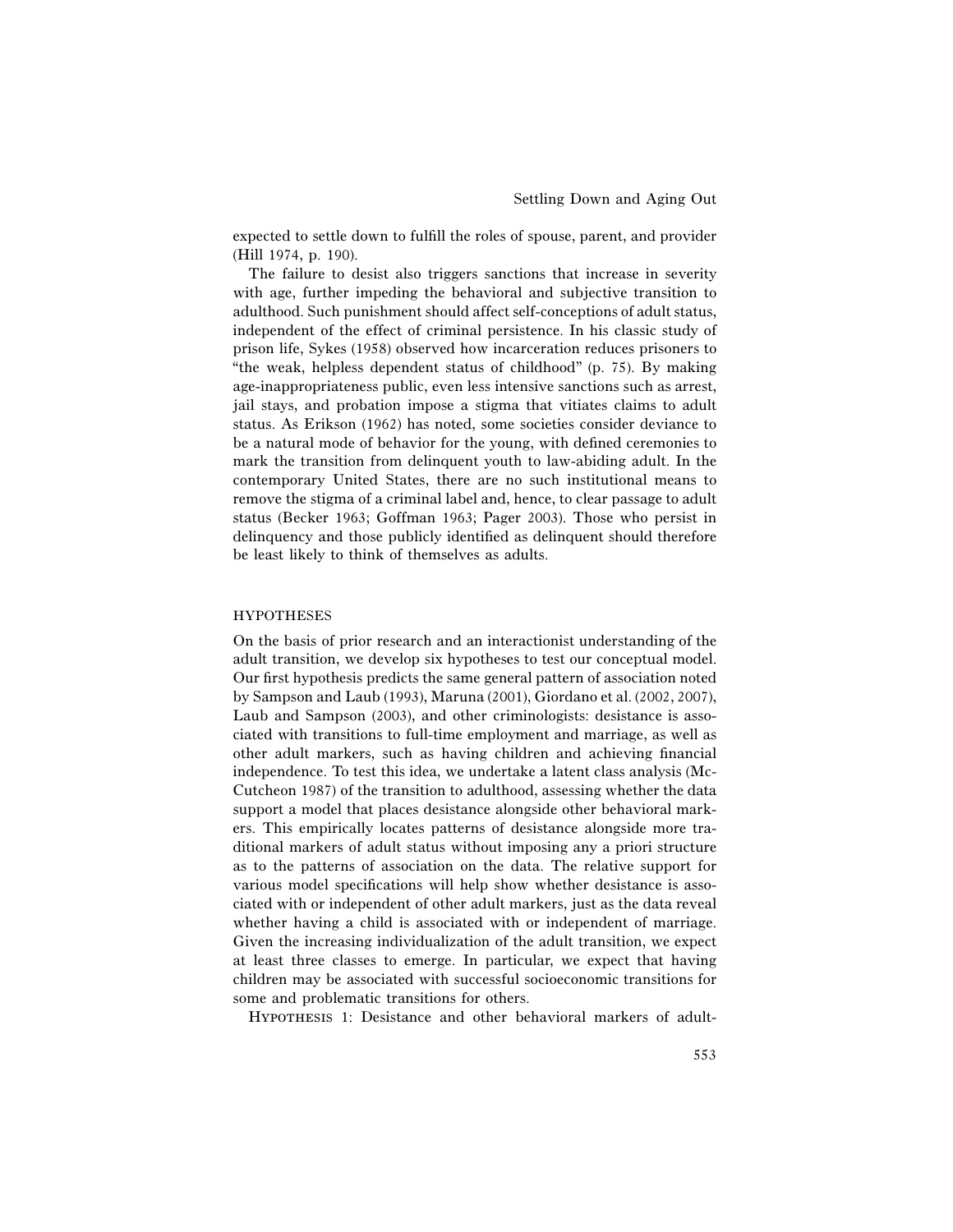expected to settle down to fulfill the roles of spouse, parent, and provider (Hill 1974, p. 190).

The failure to desist also triggers sanctions that increase in severity with age, further impeding the behavioral and subjective transition to adulthood. Such punishment should affect self-conceptions of adult status, independent of the effect of criminal persistence. In his classic study of prison life, Sykes (1958) observed how incarceration reduces prisoners to "the weak, helpless dependent status of childhood" (p. 75). By making age-inappropriateness public, even less intensive sanctions such as arrest, jail stays, and probation impose a stigma that vitiates claims to adult status. As Erikson (1962) has noted, some societies consider deviance to be a natural mode of behavior for the young, with defined ceremonies to mark the transition from delinquent youth to law-abiding adult. In the contemporary United States, there are no such institutional means to remove the stigma of a criminal label and, hence, to clear passage to adult status (Becker 1963; Goffman 1963; Pager 2003). Those who persist in delinquency and those publicly identified as delinquent should therefore be least likely to think of themselves as adults.

## HYPOTHESES

On the basis of prior research and an interactionist understanding of the adult transition, we develop six hypotheses to test our conceptual model. Our first hypothesis predicts the same general pattern of association noted by Sampson and Laub (1993), Maruna (2001), Giordano et al. (2002, 2007), Laub and Sampson (2003), and other criminologists: desistance is associated with transitions to full-time employment and marriage, as well as other adult markers, such as having children and achieving financial independence. To test this idea, we undertake a latent class analysis (McCutcheon 1987) of the transition to adulthood, assessing whether the data support a model that places desistance alongside other behavioral markers. This empirically locates patterns of desistance alongside more traditional markers of adult status without imposing any a priori structure as to the patterns of association on the data. The relative support for various model specifications will help show whether desistance is associated with or independent of other adult markers, just as the data reveal whether having a child is associated with or independent of marriage. Given the increasing individualization of the adult transition, we expect at least three classes to emerge. In particular, we expect that having children may be associated with successful socioeconomic transitions for some and problematic transitions for others.

Hypothesis 1: Desistance and other behavioral markers of adult-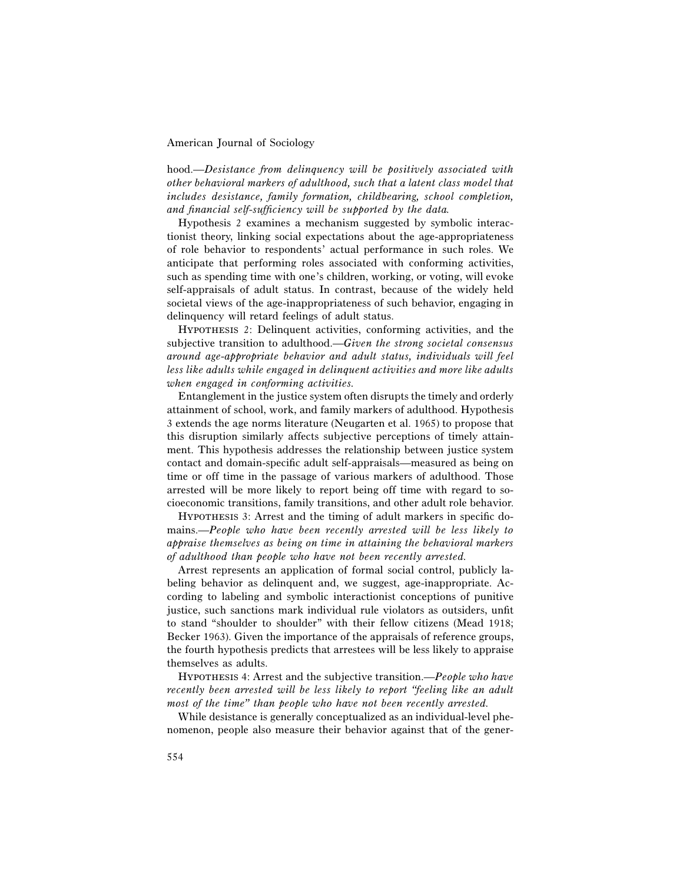hood.—*Desistance from delinquency will be positively associated with other behavioral markers of adulthood, such that a latent class model that includes desistance, family formation, childbearing, school completion, and financial self-sufficiency will be supported by the data.*

Hypothesis 2 examines a mechanism suggested by symbolic interactionist theory, linking social expectations about the age-appropriateness of role behavior to respondents' actual performance in such roles. We anticipate that performing roles associated with conforming activities, such as spending time with one's children, working, or voting, will evoke self-appraisals of adult status. In contrast, because of the widely held societal views of the age-inappropriateness of such behavior, engaging in delinquency will retard feelings of adult status.

Hypothesis 2: Delinquent activities, conforming activities, and the subjective transition to adulthood.—*Given the strong societal consensus around age-appropriate behavior and adult status, individuals will feel less like adults while engaged in delinquent activities and more like adults when engaged in conforming activities.*

Entanglement in the justice system often disrupts the timely and orderly attainment of school, work, and family markers of adulthood. Hypothesis 3 extends the age norms literature (Neugarten et al. 1965) to propose that this disruption similarly affects subjective perceptions of timely attainment. This hypothesis addresses the relationship between justice system contact and domain-specific adult self-appraisals—measured as being on time or off time in the passage of various markers of adulthood. Those arrested will be more likely to report being off time with regard to socioeconomic transitions, family transitions, and other adult role behavior.

Hypothesis 3: Arrest and the timing of adult markers in specific domains.—*People who have been recently arrested will be less likely to appraise themselves as being on time in attaining the behavioral markers of adulthood than people who have not been recently arrested.*

Arrest represents an application of formal social control, publicly labeling behavior as delinquent and, we suggest, age-inappropriate. According to labeling and symbolic interactionist conceptions of punitive justice, such sanctions mark individual rule violators as outsiders, unfit to stand "shoulder to shoulder" with their fellow citizens (Mead 1918; Becker 1963). Given the importance of the appraisals of reference groups, the fourth hypothesis predicts that arrestees will be less likely to appraise themselves as adults.

Hypothesis 4: Arrest and the subjective transition.—*People who have recently been arrested will be less likely to report "feeling like an adult most of the time" than people who have not been recently arrested.*

While desistance is generally conceptualized as an individual-level phenomenon, people also measure their behavior against that of the gener-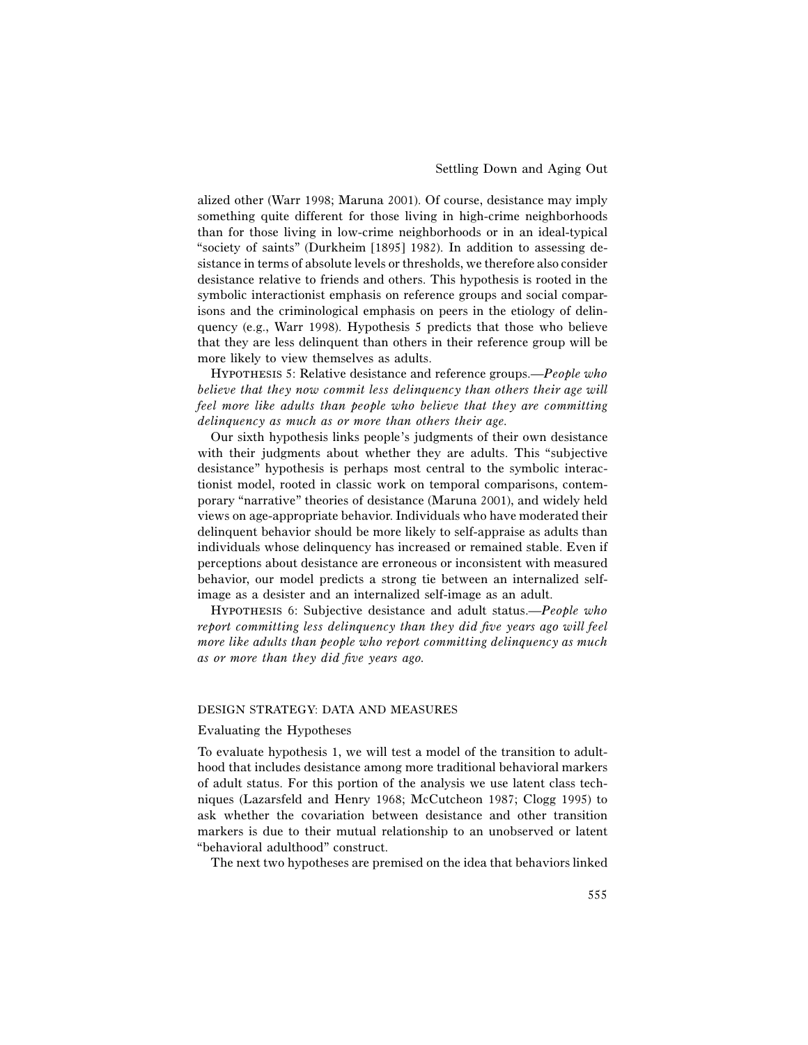alized other (Warr 1998; Maruna 2001). Of course, desistance may imply something quite different for those living in high-crime neighborhoods than for those living in low-crime neighborhoods or in an ideal-typical "society of saints" (Durkheim [1895] 1982). In addition to assessing desistance in terms of absolute levels or thresholds, we therefore also consider desistance relative to friends and others. This hypothesis is rooted in the symbolic interactionist emphasis on reference groups and social comparisons and the criminological emphasis on peers in the etiology of delinquency (e.g., Warr 1998). Hypothesis 5 predicts that those who believe that they are less delinquent than others in their reference group will be more likely to view themselves as adults.

HYPOTHESIS 5: Relative desistance and reference groups.—*People who believe that they now commit less delinquency than others their age will feel more like adults than people who believe that they are committing delinquency as much as or more than others their age.*

Our sixth hypothesis links people's judgments of their own desistance with their judgments about whether they are adults. This "subjective desistance" hypothesis is perhaps most central to the symbolic interactionist model, rooted in classic work on temporal comparisons, contemporary "narrative" theories of desistance (Maruna 2001), and widely held views on age-appropriate behavior. Individuals who have moderated their delinquent behavior should be more likely to self-appraise as adults than individuals whose delinquency has increased or remained stable. Even if perceptions about desistance are erroneous or inconsistent with measured behavior, our model predicts a strong tie between an internalized self-image as a desister and an internalized self-image as an adult.

HYPOTHESIS 6: Subjective desistance and adult status.—*People who report committing less delinquency than they did five years ago will feel more like adults than people who report committing delinquency as much as or more than they did five years ago.*

## DESIGN STRATEGY: DATA AND MEASURES

### Evaluating the Hypotheses

To evaluate hypothesis 1, we will test a model of the transition to adulthood that includes desistance among more traditional behavioral markers of adult status. For this portion of the analysis we use latent class techniques (Lazarsfeld and Henry 1968; McCutcheon 1987; Clogg 1995) to ask whether the covariation between desistance and other transition markers is due to their mutual relationship to an unobserved or latent "behavioral adulthood" construct.

The next two hypotheses are premised on the idea that behaviors linked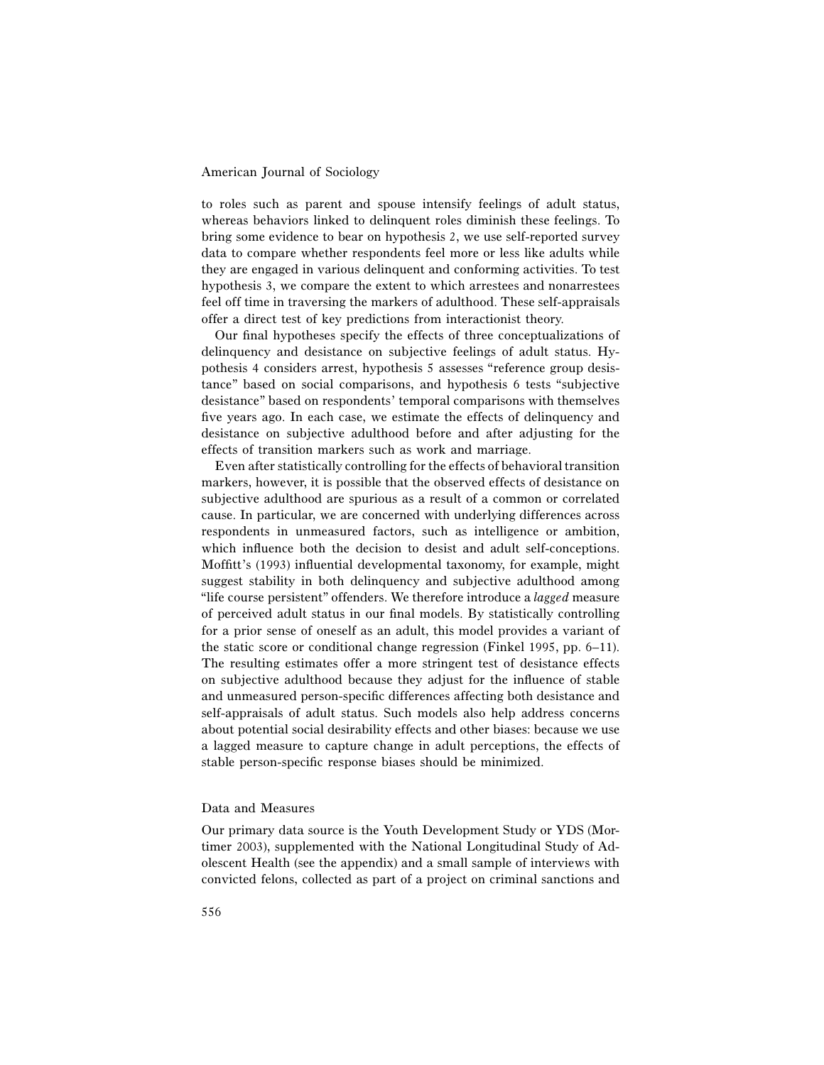to roles such as parent and spouse intensify feelings of adult status, whereas behaviors linked to delinquent roles diminish these feelings. To bring some evidence to bear on hypothesis 2, we use self-reported survey data to compare whether respondents feel more or less like adults while they are engaged in various delinquent and conforming activities. To test hypothesis 3, we compare the extent to which arrestees and nonarrestees feel off time in traversing the markers of adulthood. These self-appraisals offer a direct test of key predictions from interactionist theory.

Our final hypotheses specify the effects of three conceptualizations of delinquency and desistance on subjective feelings of adult status. Hypothesis 4 considers arrest, hypothesis 5 assesses "reference group desistance" based on social comparisons, and hypothesis 6 tests "subjective desistance" based on respondents' temporal comparisons with themselves five years ago. In each case, we estimate the effects of delinquency and desistance on subjective adulthood before and after adjusting for the effects of transition markers such as work and marriage.

Even after statistically controlling for the effects of behavioral transition markers, however, it is possible that the observed effects of desistance on subjective adulthood are spurious as a result of a common or correlated cause. In particular, we are concerned with underlying differences across respondents in unmeasured factors, such as intelligence or ambition, which influence both the decision to desist and adult self-conceptions. Moffitt's (1993) influential developmental taxonomy, for example, might suggest stability in both delinquency and subjective adulthood among "life course persistent" offenders. We therefore introduce a *lagged* measure of perceived adult status in our final models. By statistically controlling for a prior sense of oneself as an adult, this model provides a variant of the static score or conditional change regression (Finkel 1995, pp. 6–11). The resulting estimates offer a more stringent test of desistance effects on subjective adulthood because they adjust for the influence of stable and unmeasured person-specific differences affecting both desistance and self-appraisals of adult status. Such models also help address concerns about potential social desirability effects and other biases: because we use a lagged measure to capture change in adult perceptions, the effects of stable person-specific response biases should be minimized.

## Data and Measures

Our primary data source is the Youth Development Study or YDS (Mortimer 2003), supplemented with the National Longitudinal Study of Adolescent Health (see the appendix) and a small sample of interviews with convicted felons, collected as part of a project on criminal sanctions and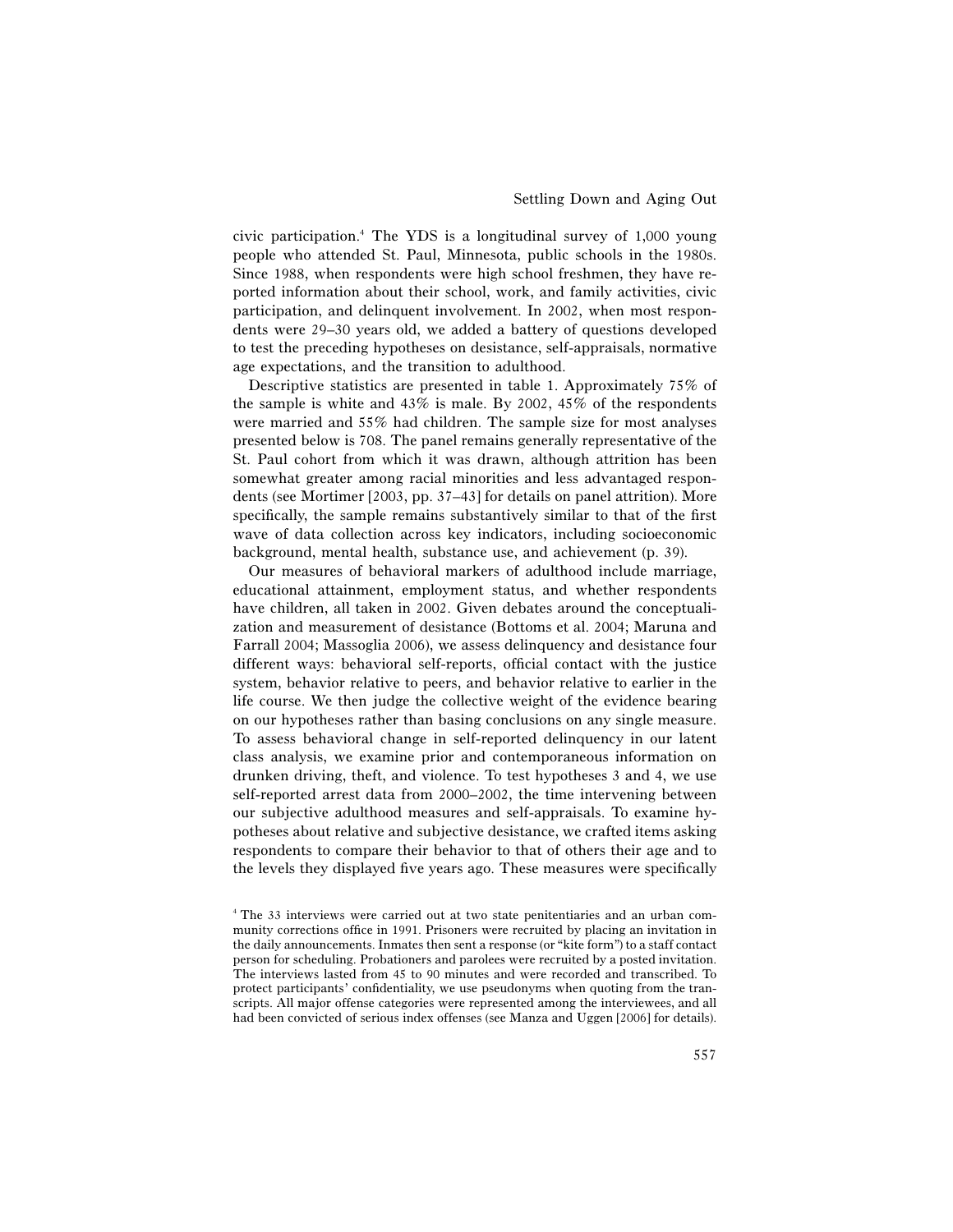civic participation.[4] The YDS is a longitudinal survey of 1,000 young people who attended St. Paul, Minnesota, public schools in the 1980s. Since 1988, when respondents were high school freshmen, they have reported information about their school, work, and family activities, civic participation, and delinquent involvement. In 2002, when most respondents were 29–30 years old, we added a battery of questions developed to test the preceding hypotheses on desistance, self-appraisals, normative age expectations, and the transition to adulthood.

Descriptive statistics are presented in table 1. Approximately 75% of the sample is white and 43% is male. By 2002, 45% of the respondents were married and 55% had children. The sample size for most analyses presented below is 708. The panel remains generally representative of the St. Paul cohort from which it was drawn, although attrition has been somewhat greater among racial minorities and less advantaged respondents (see Mortimer [2003, pp. 37–43] for details on panel attrition). More specifically, the sample remains substantively similar to that of the first wave of data collection across key indicators, including socioeconomic background, mental health, substance use, and achievement (p. 39).

Our measures of behavioral markers of adulthood include marriage, educational attainment, employment status, and whether respondents have children, all taken in 2002. Given debates around the conceptualization and measurement of desistance (Bottoms et al. 2004; Maruna and Farrall 2004; Massoglia 2006), we assess delinquency and desistance four different ways: behavioral self-reports, official contact with the justice system, behavior relative to peers, and behavior relative to earlier in the life course. We then judge the collective weight of the evidence bearing on our hypotheses rather than basing conclusions on any single measure. To assess behavioral change in self-reported delinquency in our latent class analysis, we examine prior and contemporaneous information on drunken driving, theft, and violence. To test hypotheses 3 and 4, we use self-reported arrest data from 2000–2002, the time intervening between our subjective adulthood measures and self-appraisals. To examine hypotheses about relative and subjective desistance, we crafted items asking respondents to compare their behavior to that of others their age and to the levels they displayed five years ago. These measures were specifically

[4] The 33 interviews were carried out at two state penitentiaries and an urban community corrections office in 1991. Prisoners were recruited by placing an invitation in the daily announcements. Inmates then sent a response (or "kite form") to a staff contact person for scheduling. Probationers and parolees were recruited by a posted invitation. The interviews lasted from 45 to 90 minutes and were recorded and transcribed. To protect participants' confidentiality, we use pseudonyms when quoting from the transcripts. All major offense categories were represented among the interviewees, and all had been convicted of serious index offenses (see Manza and Uggen [2006] for details).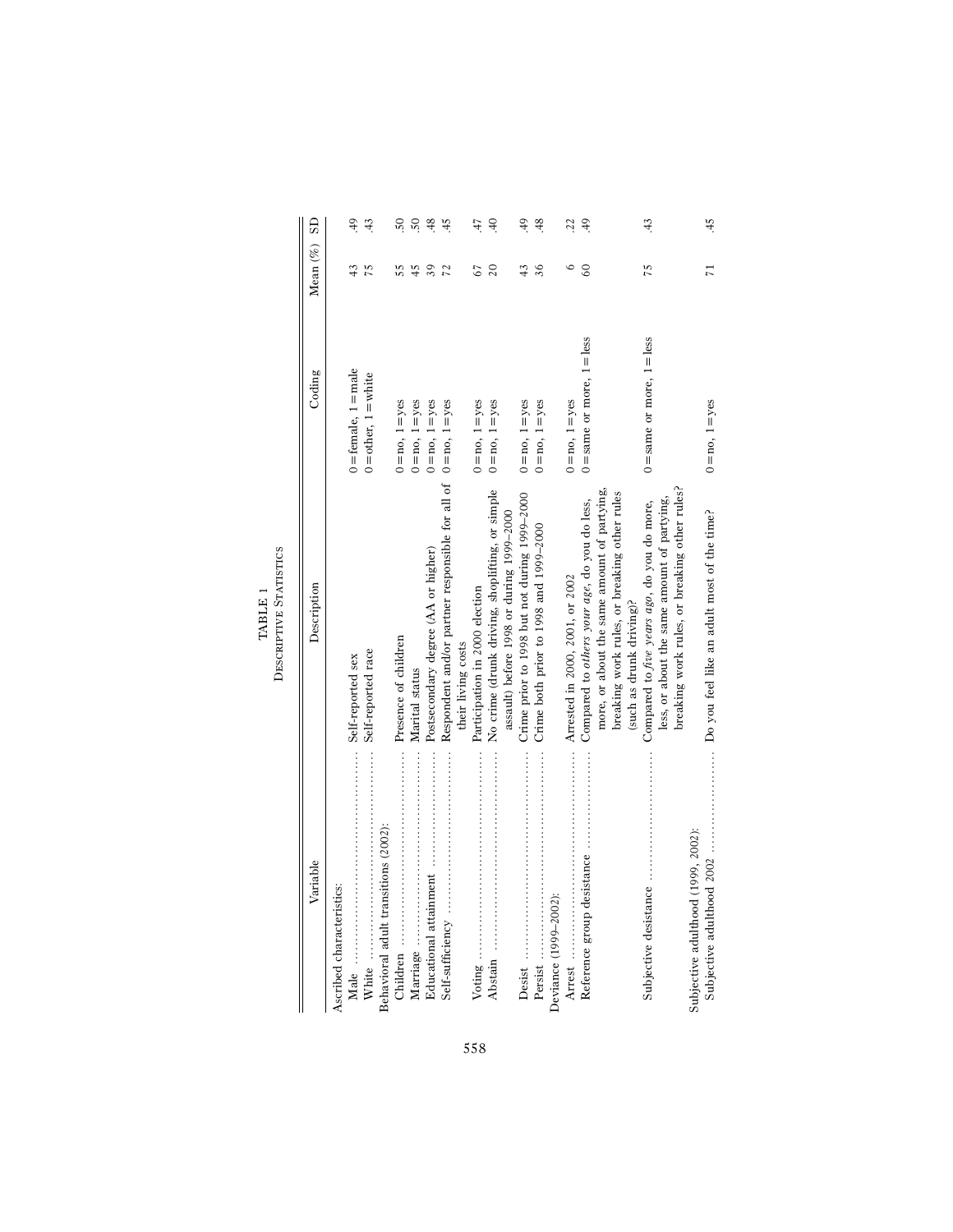TABLE 1

Descriptive Statistics

| Variable | Description | Coding | Mean (%) | SD |
|---|---|---|---|---|
| Ascribed characteristics: | | | | |
| Male | Self-reported sex | 0 = female, 1 = male | 43 | .49 |
| White | Self-reported race | 0 = other, 1 = white | 75 | .43 |
| Behavioral adult transitions (2002): | | | | |
| Children | Presence of children | 0 = no, 1 = yes | 55 | .50 |
| Marriage | Marital status | 0 = no, 1 = yes | 45 | .50 |
| Educational attainment | Postsecondary degree (AA or higher) | 0 = no, 1 = yes | 39 | .48 |
| Self-sufficiency | Respondent and/or partner responsible for all of their living costs | 0 = no, 1 = yes | 72 | .45 |
| Voting | Participation in 2000 election | 0 = no, 1 = yes | 67 | .47 |
| Abstain | No crime (drunk driving, shoplifting, or simple assault) before 1998 or during 1999–2000 | 0 = no, 1 = yes | 20 | .40 |
| Desist | Crime prior to 1998 but not during 1999–2000 | 0 = no, 1 = yes | 43 | .49 |
| Persist | Crime both prior to 1998 and 1999–2000 | 0 = no, 1 = yes | 36 | .48 |
| Deviance (1999–2002): | | | | |
| Arrest | Arrested in 2000, 2001, or 2002 | 0 = no, 1 = yes | 6 | .22 |
| Reference group desistance | Compared to *others your age*, do you do less, more, or about the same amount of partying, breaking work rules, or breaking other rules (such as drunk driving)? | 0 = same or more, 1 = less | 60 | .49 |
| Subjective desistance | Compared to *five years ago*, do you do more, less, or about the same amount of partying, breaking work rules, or breaking other rules? | 0 = same or more, 1 = less | 75 | .43 |
| Subjective adulthood (1999, 2002): | | | | |
| Subjective adulthood 2002 | Do you feel like an adult most of the time? | 0 = no, 1 = yes | 71 | .45 |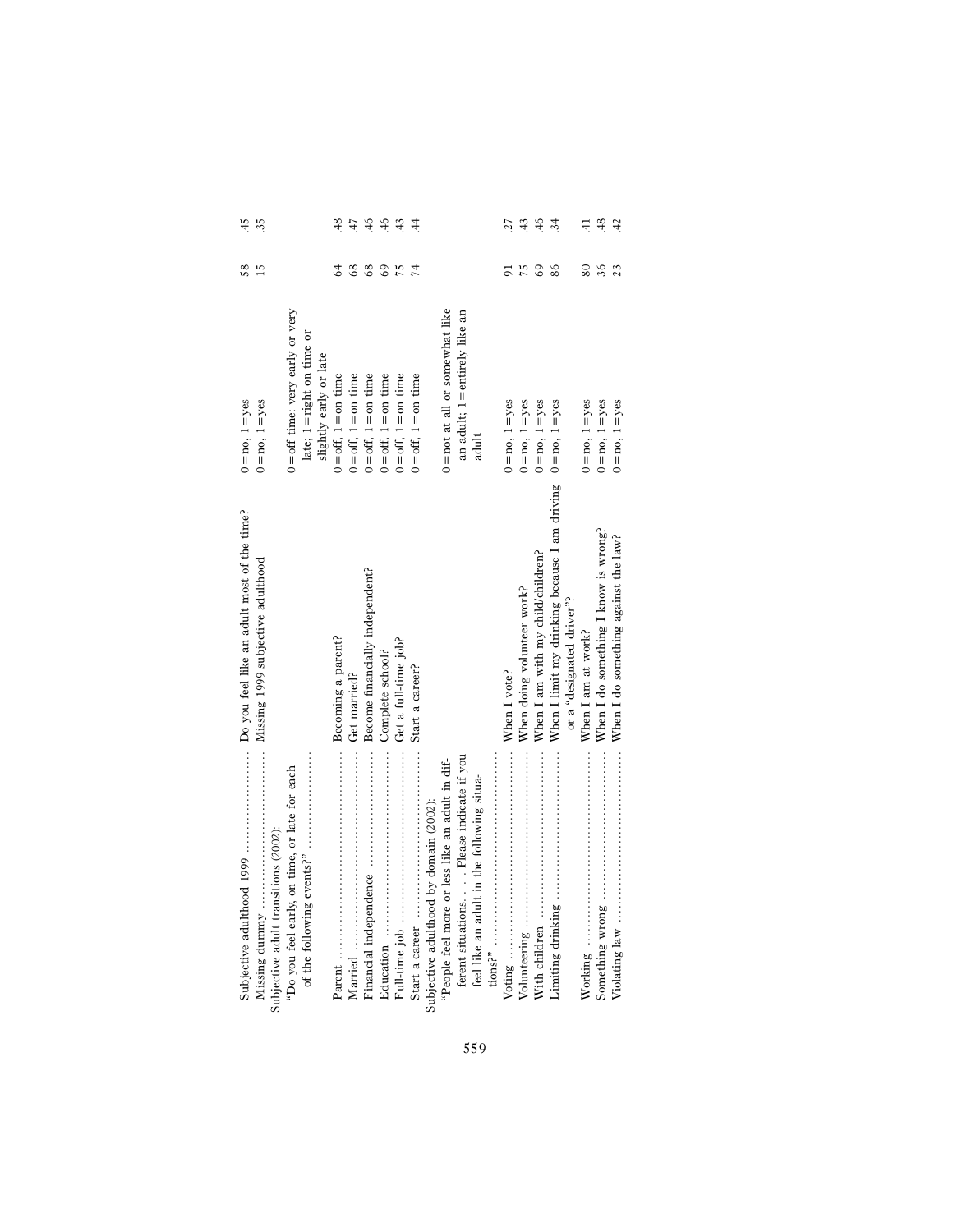| | | | | |
|---|---|---|---|---|
| Subjective adulthood 1999 | Do you feel like an adult most of the time? | 0 = no, 1 = yes | 58 | .45 |
| Missing dummy | Missing 1999 subjective adulthood | 0 = no, 1 = yes | 15 | .35 |
| Subjective adult transitions (2002): | | | | |
| "Do you feel early, on time, or late for each of the following events?" | | 0 = off time: very early or very late; 1 = right on time or slightly early or late | | |
| Parent | Becoming a parent? | 0 = off, 1 = on time | 64 | .48 |
| Married | Get married? | 0 = off, 1 = on time | 68 | .47 |
| Financial independence | Become financially independent? | 0 = off, 1 = on time | 68 | .46 |
| Education | Complete school? | 0 = off, 1 = on time | 69 | .46 |
| Full-time job | Get a full-time job? | 0 = off, 1 = on time | 75 | .43 |
| Start a career | Start a career? | 0 = off, 1 = on time | 74 | .44 |
| Subjective adulthood by domain (2002): | | | | |
| "People feel more or less like an adult in different situations. . . . Please indicate if you feel like an adult in the following situations?" | | 0 = not at all or somewhat like an adult; 1 = entirely like an adult | | |
| Voting | When I vote? | 0 = no, 1 = yes | 91 | .27 |
| Volunteering | When doing volunteer work? | 0 = no, 1 = yes | 75 | .43 |
| With children | When I am with my child/children? | 0 = no, 1 = yes | 69 | .46 |
| Limiting drinking | When I limit my drinking because I am driving or a "designated driver"? | 0 = no, 1 = yes | 86 | .34 |
| Working | When I am at work? | 0 = no, 1 = yes | 80 | .41 |
| Something wrong | When I do something I know is wrong? | 0 = no, 1 = yes | 36 | .48 |
| Violating law | When I do something against the law? | 0 = no, 1 = yes | 23 | .42 |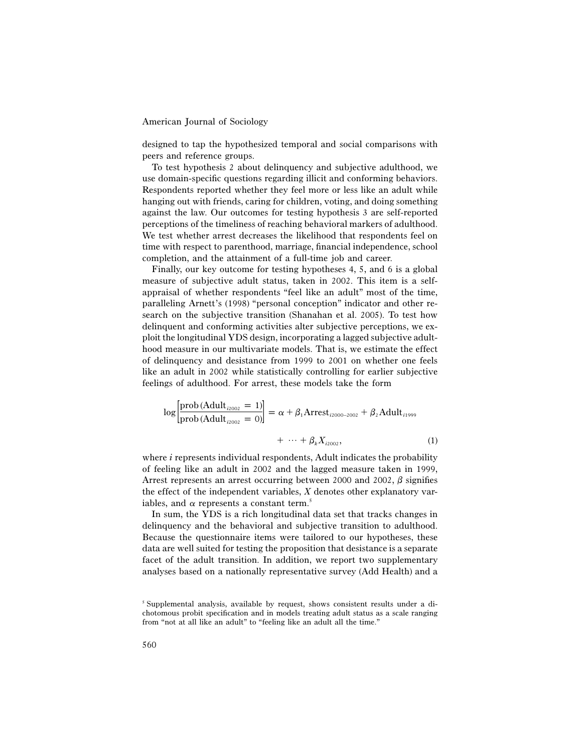designed to tap the hypothesized temporal and social comparisons with peers and reference groups.

To test hypothesis 2 about delinquency and subjective adulthood, we use domain-specific questions regarding illicit and conforming behaviors. Respondents reported whether they feel more or less like an adult while hanging out with friends, caring for children, voting, and doing something against the law. Our outcomes for testing hypothesis 3 are self-reported perceptions of the timeliness of reaching behavioral markers of adulthood. We test whether arrest decreases the likelihood that respondents feel on time with respect to parenthood, marriage, financial independence, school completion, and the attainment of a full-time job and career.

Finally, our key outcome for testing hypotheses 4, 5, and 6 is a global measure of subjective adult status, taken in 2002. This item is a self-appraisal of whether respondents "feel like an adult" most of the time, paralleling Arnett's (1998) "personal conception" indicator and other research on the subjective transition (Shanahan et al. 2005). To test how delinquent and conforming activities alter subjective perceptions, we exploit the longitudinal YDS design, incorporating a lagged subjective adulthood measure in our multivariate models. That is, we estimate the effect of delinquency and desistance from 1999 to 2001 on whether one feels like an adult in 2002 while statistically controlling for earlier subjective feelings of adulthood. For arrest, these models take the form

$$\log\left[\frac{\text{prob}\,(\text{Adult}_{i2002} = 1)}{\text{prob}\,(\text{Adult}_{i2002} = 0)}\right] = \alpha + \beta_1 \text{Arrest}_{i2000\text{–}2002} + \beta_2 \text{Adult}_{i1999} + \cdots + \beta_k X_{i2002}, \tag{1}$$

where $i$ represents individual respondents, Adult indicates the probability of feeling like an adult in 2002 and the lagged measure taken in 1999, Arrest represents an arrest occurring between 2000 and 2002, $\beta$ signifies the effect of the independent variables, $X$ denotes other explanatory variables, and $\alpha$ represents a constant term.[5]

In sum, the YDS is a rich longitudinal data set that tracks changes in delinquency and the behavioral and subjective transition to adulthood. Because the questionnaire items were tailored to our hypotheses, these data are well suited for testing the proposition that desistance is a separate facet of the adult transition. In addition, we report two supplementary analyses based on a nationally representative survey (Add Health) and a

[5] Supplemental analysis, available by request, shows consistent results under a dichotomous probit specification and in models treating adult status as a scale ranging from "not at all like an adult" to "feeling like an adult all the time."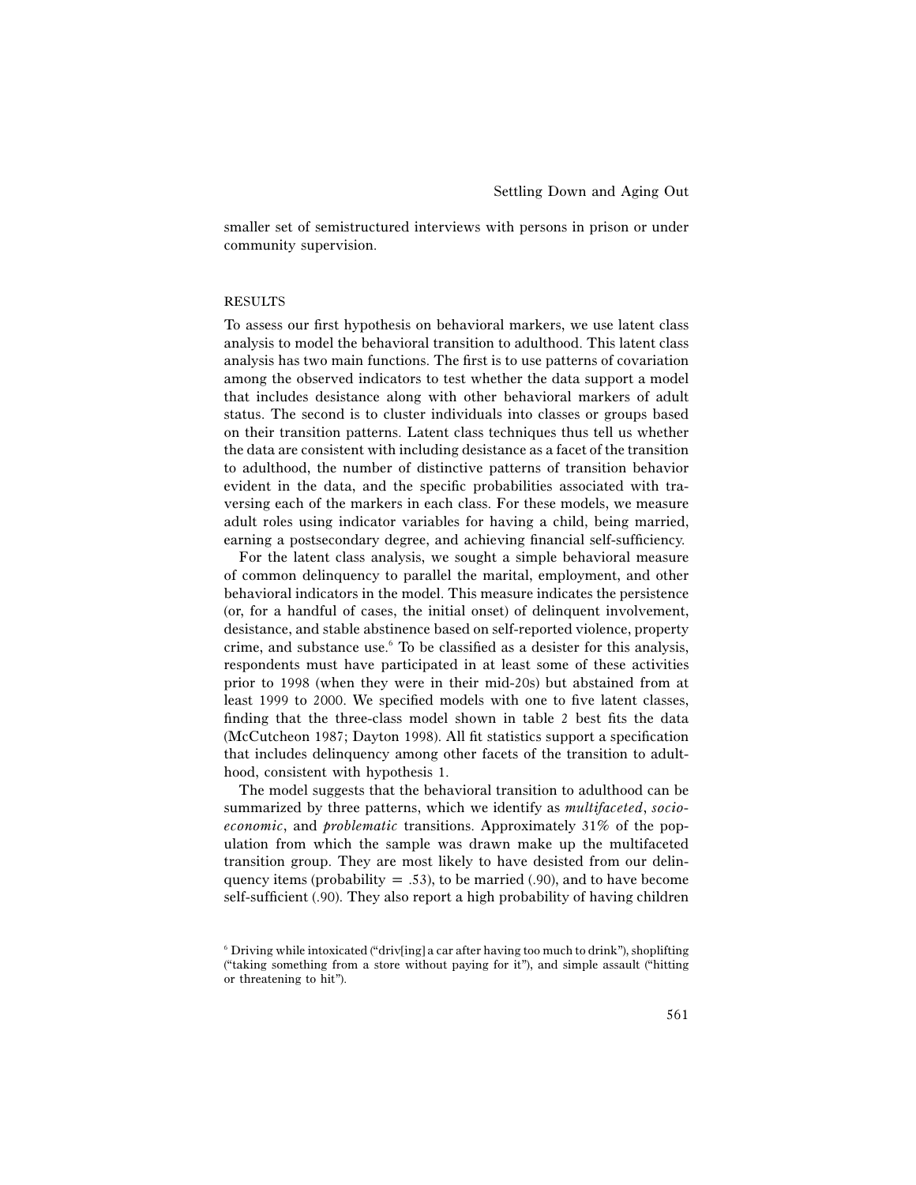smaller set of semistructured interviews with persons in prison or under community supervision.

## RESULTS

To assess our first hypothesis on behavioral markers, we use latent class analysis to model the behavioral transition to adulthood. This latent class analysis has two main functions. The first is to use patterns of covariation among the observed indicators to test whether the data support a model that includes desistance along with other behavioral markers of adult status. The second is to cluster individuals into classes or groups based on their transition patterns. Latent class techniques thus tell us whether the data are consistent with including desistance as a facet of the transition to adulthood, the number of distinctive patterns of transition behavior evident in the data, and the specific probabilities associated with traversing each of the markers in each class. For these models, we measure adult roles using indicator variables for having a child, being married, earning a postsecondary degree, and achieving financial self-sufficiency.

For the latent class analysis, we sought a simple behavioral measure of common delinquency to parallel the marital, employment, and other behavioral indicators in the model. This measure indicates the persistence (or, for a handful of cases, the initial onset) of delinquent involvement, desistance, and stable abstinence based on self-reported violence, property crime, and substance use.[6] To be classified as a desister for this analysis, respondents must have participated in at least some of these activities prior to 1998 (when they were in their mid-20s) but abstained from at least 1999 to 2000. We specified models with one to five latent classes, finding that the three-class model shown in table 2 best fits the data (McCutcheon 1987; Dayton 1998). All fit statistics support a specification that includes delinquency among other facets of the transition to adulthood, consistent with hypothesis 1.

The model suggests that the behavioral transition to adulthood can be summarized by three patterns, which we identify as *multifaceted*, *socioeconomic*, and *problematic* transitions. Approximately 31% of the population from which the sample was drawn make up the multifaceted transition group. They are most likely to have desisted from our delinquency items (probability = .53), to be married (.90), and to have become self-sufficient (.90). They also report a high probability of having children

[6] Driving while intoxicated ("driv[ing] a car after having too much to drink"), shoplifting ("taking something from a store without paying for it"), and simple assault ("hitting or threatening to hit").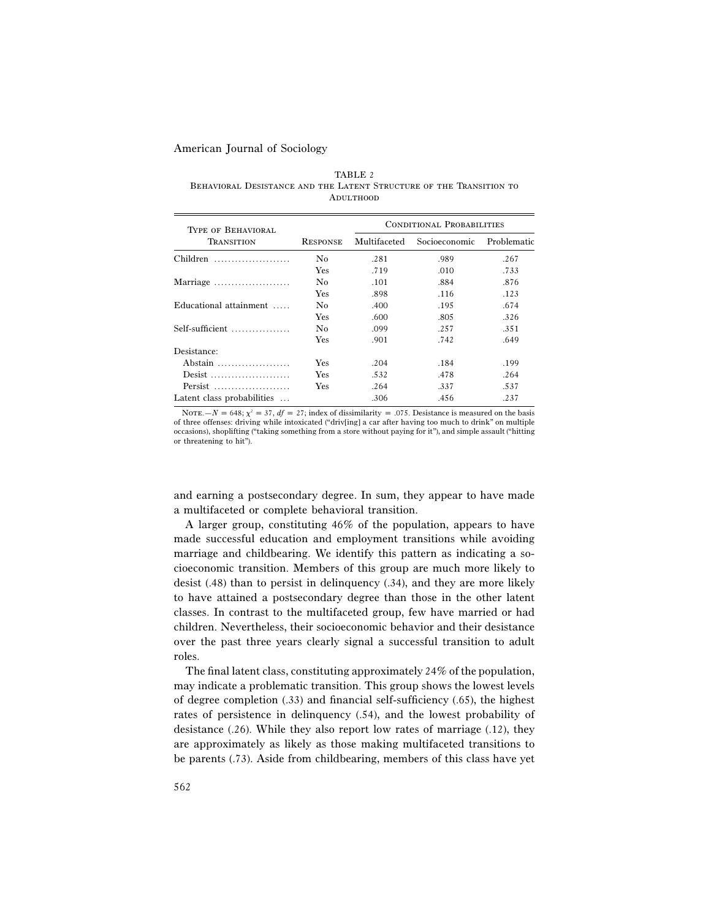TABLE 2

Behavioral Desistance and the Latent Structure of the Transition to Adulthood

| Type of Behavioral Transition | Response | Conditional Probabilities | | |
|---|---|---|---|---|
| | | Multifaceted | Socioeconomic | Problematic |
| Children | No | .281 | .989 | .267 |
| | Yes | .719 | .010 | .733 |
| Marriage | No | .101 | .884 | .876 |
| | Yes | .898 | .116 | .123 |
| Educational attainment | No | .400 | .195 | .674 |
| | Yes | .600 | .805 | .326 |
| Self-sufficient | No | .099 | .257 | .351 |
| | Yes | .901 | .742 | .649 |
| Desistance: | | | | |
| Abstain | Yes | .204 | .184 | .199 |
| Desist | Yes | .532 | .478 | .264 |
| Persist | Yes | .264 | .337 | .537 |
| Latent class probabilities | | .306 | .456 | .237 |

Note.—$N = 648$; $\chi^2 = 37$, $df = 27$; index of dissimilarity $= .075$. Desistance is measured on the basis of three offenses: driving while intoxicated ("driv[ing] a car after having too much to drink" on multiple occasions), shoplifting ("taking something from a store without paying for it"), and simple assault ("hitting or threatening to hit").

and earning a postsecondary degree. In sum, they appear to have made a multifaceted or complete behavioral transition.

A larger group, constituting 46% of the population, appears to have made successful education and employment transitions while avoiding marriage and childbearing. We identify this pattern as indicating a socioeconomic transition. Members of this group are much more likely to desist (.48) than to persist in delinquency (.34), and they are more likely to have attained a postsecondary degree than those in the other latent classes. In contrast to the multifaceted group, few have married or had children. Nevertheless, their socioeconomic behavior and their desistance over the past three years clearly signal a successful transition to adult roles.

The final latent class, constituting approximately 24% of the population, may indicate a problematic transition. This group shows the lowest levels of degree completion (.33) and financial self-sufficiency (.65), the highest rates of persistence in delinquency (.54), and the lowest probability of desistance (.26). While they also report low rates of marriage (.12), they are approximately as likely as those making multifaceted transitions to be parents (.73). Aside from childbearing, members of this class have yet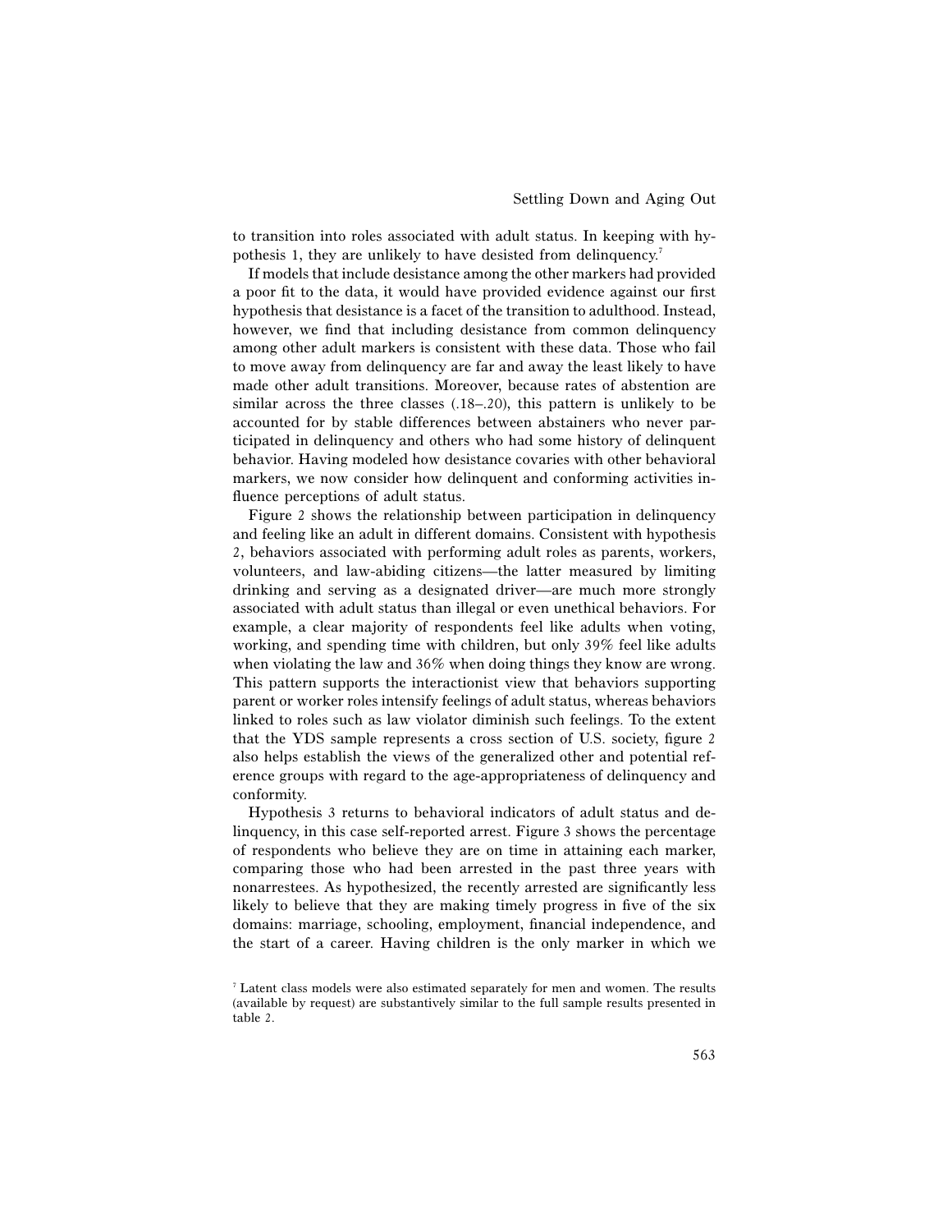to transition into roles associated with adult status. In keeping with hypothesis 1, they are unlikely to have desisted from delinquency.[7]

If models that include desistance among the other markers had provided a poor fit to the data, it would have provided evidence against our first hypothesis that desistance is a facet of the transition to adulthood. Instead, however, we find that including desistance from common delinquency among other adult markers is consistent with these data. Those who fail to move away from delinquency are far and away the least likely to have made other adult transitions. Moreover, because rates of abstention are similar across the three classes (.18–.20), this pattern is unlikely to be accounted for by stable differences between abstainers who never participated in delinquency and others who had some history of delinquent behavior. Having modeled how desistance covaries with other behavioral markers, we now consider how delinquent and conforming activities influence perceptions of adult status.

Figure 2 shows the relationship between participation in delinquency and feeling like an adult in different domains. Consistent with hypothesis 2, behaviors associated with performing adult roles as parents, workers, volunteers, and law-abiding citizens—the latter measured by limiting drinking and serving as a designated driver—are much more strongly associated with adult status than illegal or even unethical behaviors. For example, a clear majority of respondents feel like adults when voting, working, and spending time with children, but only 39% feel like adults when violating the law and 36% when doing things they know are wrong. This pattern supports the interactionist view that behaviors supporting parent or worker roles intensify feelings of adult status, whereas behaviors linked to roles such as law violator diminish such feelings. To the extent that the YDS sample represents a cross section of U.S. society, figure 2 also helps establish the views of the generalized other and potential reference groups with regard to the age-appropriateness of delinquency and conformity.

Hypothesis 3 returns to behavioral indicators of adult status and delinquency, in this case self-reported arrest. Figure 3 shows the percentage of respondents who believe they are on time in attaining each marker, comparing those who had been arrested in the past three years with nonarrestees. As hypothesized, the recently arrested are significantly less likely to believe that they are making timely progress in five of the six domains: marriage, schooling, employment, financial independence, and the start of a career. Having children is the only marker in which we

[7] Latent class models were also estimated separately for men and women. The results (available by request) are substantively similar to the full sample results presented in table 2.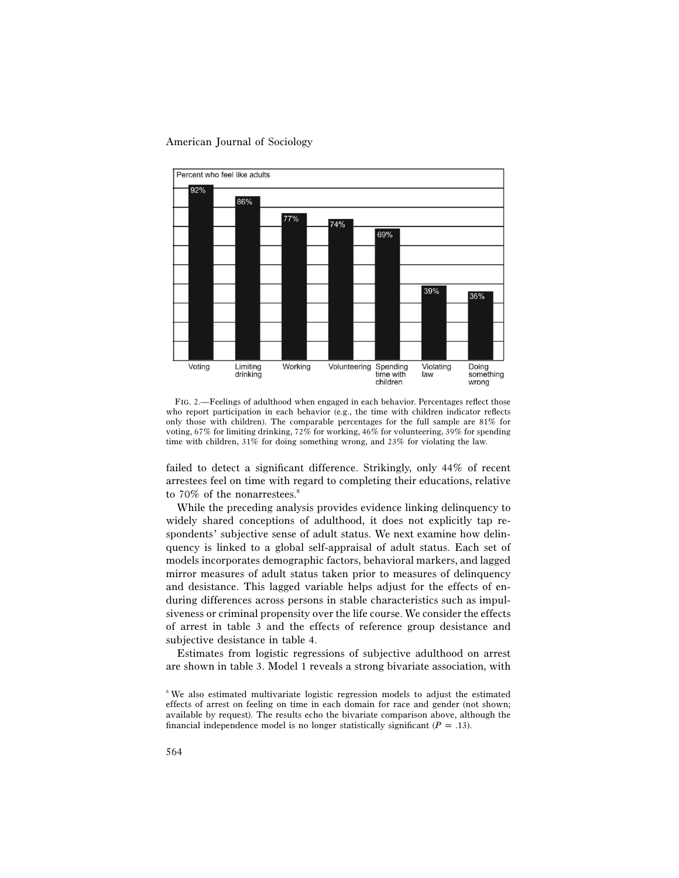FIG. 2.—Feelings of adulthood when engaged in each behavior. Percentages reflect those who report participation in each behavior (e.g., the time with children indicator reflects only those with children). The comparable percentages for the full sample are 81% for voting, 67% for limiting drinking, 72% for working, 46% for volunteering, 39% for spending time with children, 31% for doing something wrong, and 23% for violating the law.

failed to detect a significant difference. Strikingly, only 44% of recent arrestees feel on time with regard to completing their educations, relative to 70% of the nonarrestees.[8]

While the preceding analysis provides evidence linking delinquency to widely shared conceptions of adulthood, it does not explicitly tap respondents' subjective sense of adult status. We next examine how delinquency is linked to a global self-appraisal of adult status. Each set of models incorporates demographic factors, behavioral markers, and lagged mirror measures of adult status taken prior to measures of delinquency and desistance. This lagged variable helps adjust for the effects of enduring differences across persons in stable characteristics such as impulsiveness or criminal propensity over the life course. We consider the effects of arrest in table 3 and the effects of reference group desistance and subjective desistance in table 4.

Estimates from logistic regressions of subjective adulthood on arrest are shown in table 3. Model 1 reveals a strong bivariate association, with

[8] We also estimated multivariate logistic regression models to adjust the estimated effects of arrest on feeling on time in each domain for race and gender (not shown; available by request). The results echo the bivariate comparison above, although the financial independence model is no longer statistically significant ($P = .13$).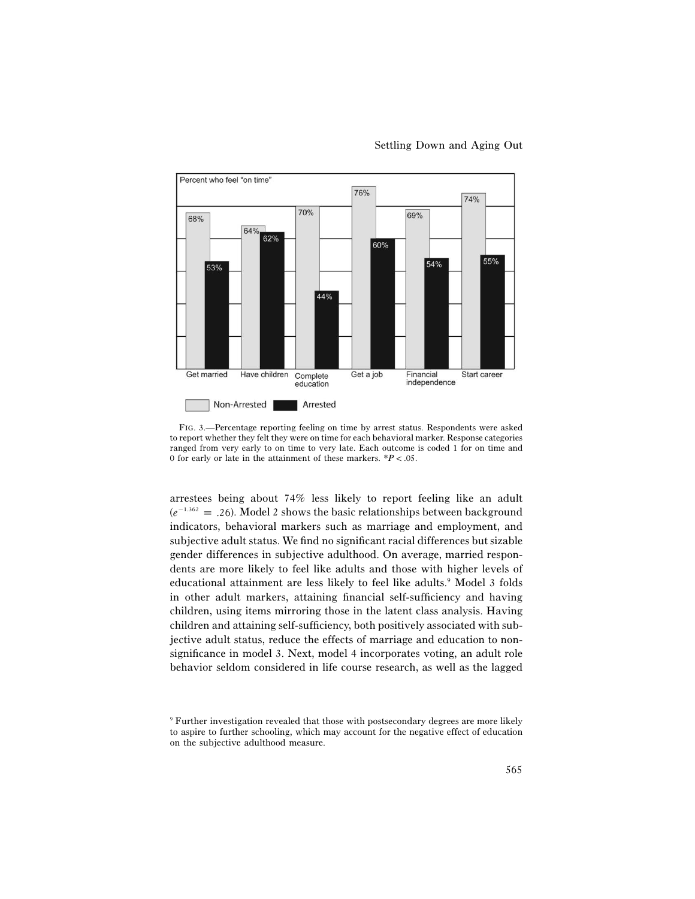Percent who feel "on time"

68%
53%
64%
62%
70%
44%
76%
60%
69%
54%
74%
55%

Get married
Have children
Complete education
Get a job
Financial independence
Start career

Non-Arrested
Arrested

FIG. 3.—Percentage reporting feeling on time by arrest status. Respondents were asked to report whether they felt they were on time for each behavioral marker. Response categories ranged from very early to on time to very late. Each outcome is coded 1 for on time and 0 for early or late in the attainment of these markers. *$P < .05$.

arrestees being about 74% less likely to report feeling like an adult ($e^{-1.362} = .26$). Model 2 shows the basic relationships between background indicators, behavioral markers such as marriage and employment, and subjective adult status. We find no significant racial differences but sizable gender differences in subjective adulthood. On average, married respondents are more likely to feel like adults and those with higher levels of educational attainment are less likely to feel like adults.[9] Model 3 folds in other adult markers, attaining financial self-sufficiency and having children, using items mirroring those in the latent class analysis. Having children and attaining self-sufficiency, both positively associated with subjective adult status, reduce the effects of marriage and education to nonsignificance in model 3. Next, model 4 incorporates voting, an adult role behavior seldom considered in life course research, as well as the lagged

[9] Further investigation revealed that those with postsecondary degrees are more likely to aspire to further schooling, which may account for the negative effect of education on the subjective adulthood measure.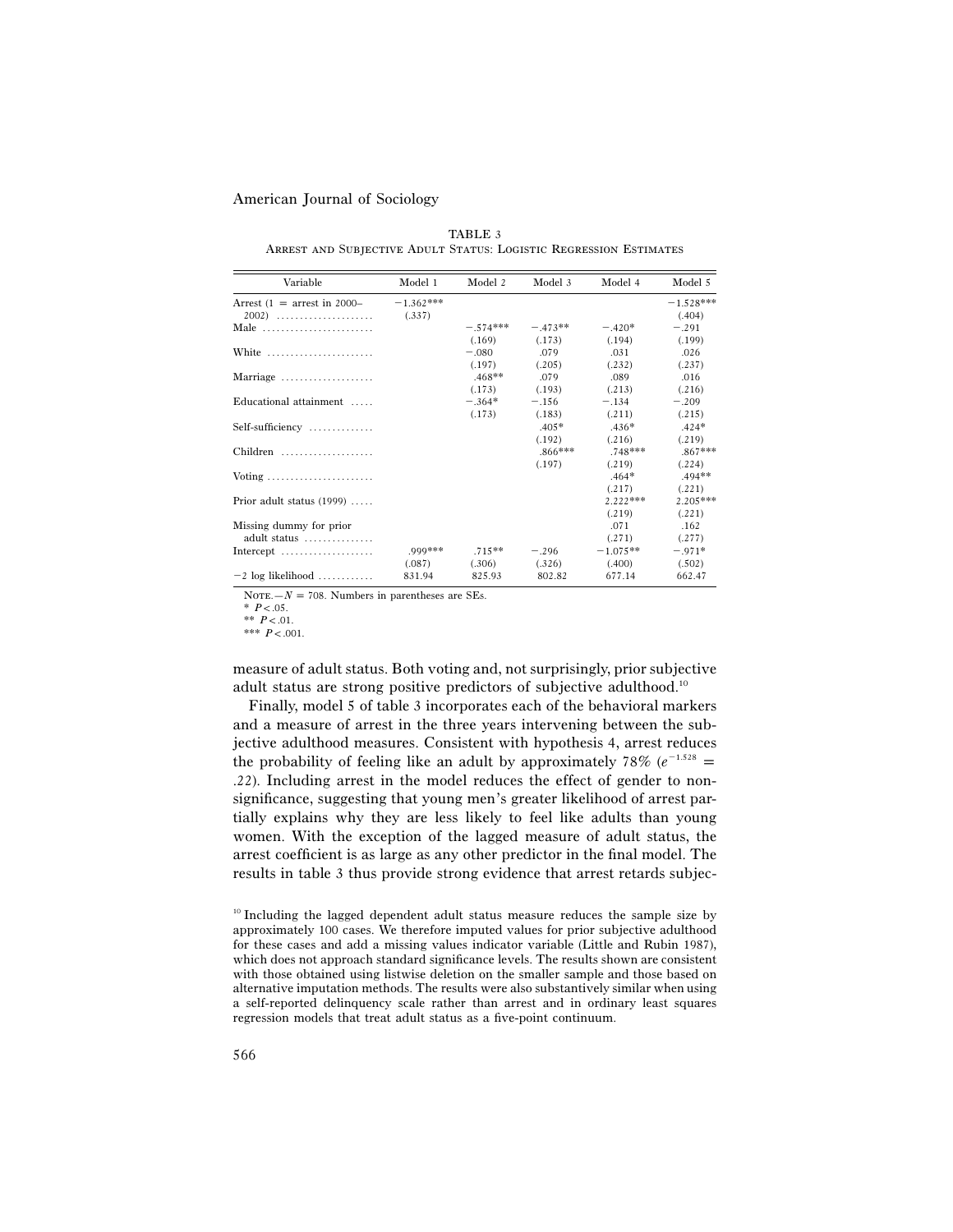TABLE 3

Arrest and Subjective Adult Status: Logistic Regression Estimates

| Variable | Model 1 | Model 2 | Model 3 | Model 4 | Model 5 |
|---|---|---|---|---|---|
| Arrest (1 = arrest in 2000–2002) | −1.362*** | | | | −1.528*** |
| | (.337) | | | | (.404) |
| Male | | −.574*** | −.473** | −.420* | −.291 |
| | | (.169) | (.173) | (.194) | (.199) |
| White | | −.080 | .079 | .031 | .026 |
| | | (.197) | (.205) | (.232) | (.237) |
| Marriage | | .468** | .079 | .089 | .016 |
| | | (.173) | (.193) | (.213) | (.216) |
| Educational attainment | | −.364* | −.156 | −.134 | −.209 |
| | | (.173) | (.183) | (.211) | (.215) |
| Self-sufficiency | | | .405* | .436* | .424* |
| | | | (.192) | (.216) | (.219) |
| Children | | | .866*** | .748*** | .867*** |
| | | | (.197) | (.219) | (.224) |
| Voting | | | | .464* | .494** |
| | | | | (.217) | (.221) |
| Prior adult status (1999) | | | | 2.222*** | 2.205*** |
| | | | | (.219) | (.221) |
| Missing dummy for prior adult status | | | | .071 | .162 |
| | | | | (.271) | (.277) |
| Intercept | .999*** | .715** | −.296 | −1.075** | −.971* |
| | (.087) | (.306) | (.326) | (.400) | (.502) |
| −2 log likelihood | 831.94 | 825.93 | 802.82 | 677.14 | 662.47 |

Note.—$N = 708$. Numbers in parentheses are SEs.

\* $P < .05$.

\*\* $P < .01$.

\*\*\* $P < .001$.

measure of adult status. Both voting and, not surprisingly, prior subjective adult status are strong positive predictors of subjective adulthood.[10]

Finally, model 5 of table 3 incorporates each of the behavioral markers and a measure of arrest in the three years intervening between the subjective adulthood measures. Consistent with hypothesis 4, arrest reduces the probability of feeling like an adult by approximately 78% ($e^{-1.528} = .22$). Including arrest in the model reduces the effect of gender to nonsignificance, suggesting that young men's greater likelihood of arrest partially explains why they are less likely to feel like adults than young women. With the exception of the lagged measure of adult status, the arrest coefficient is as large as any other predictor in the final model. The results in table 3 thus provide strong evidence that arrest retards subjec-

[10] Including the lagged dependent adult status measure reduces the sample size by approximately 100 cases. We therefore imputed values for prior subjective adulthood for these cases and add a missing values indicator variable (Little and Rubin 1987), which does not approach standard significance levels. The results shown are consistent with those obtained using listwise deletion on the smaller sample and those based on alternative imputation methods. The results were also substantively similar when using a self-reported delinquency scale rather than arrest and in ordinary least squares regression models that treat adult status as a five-point continuum.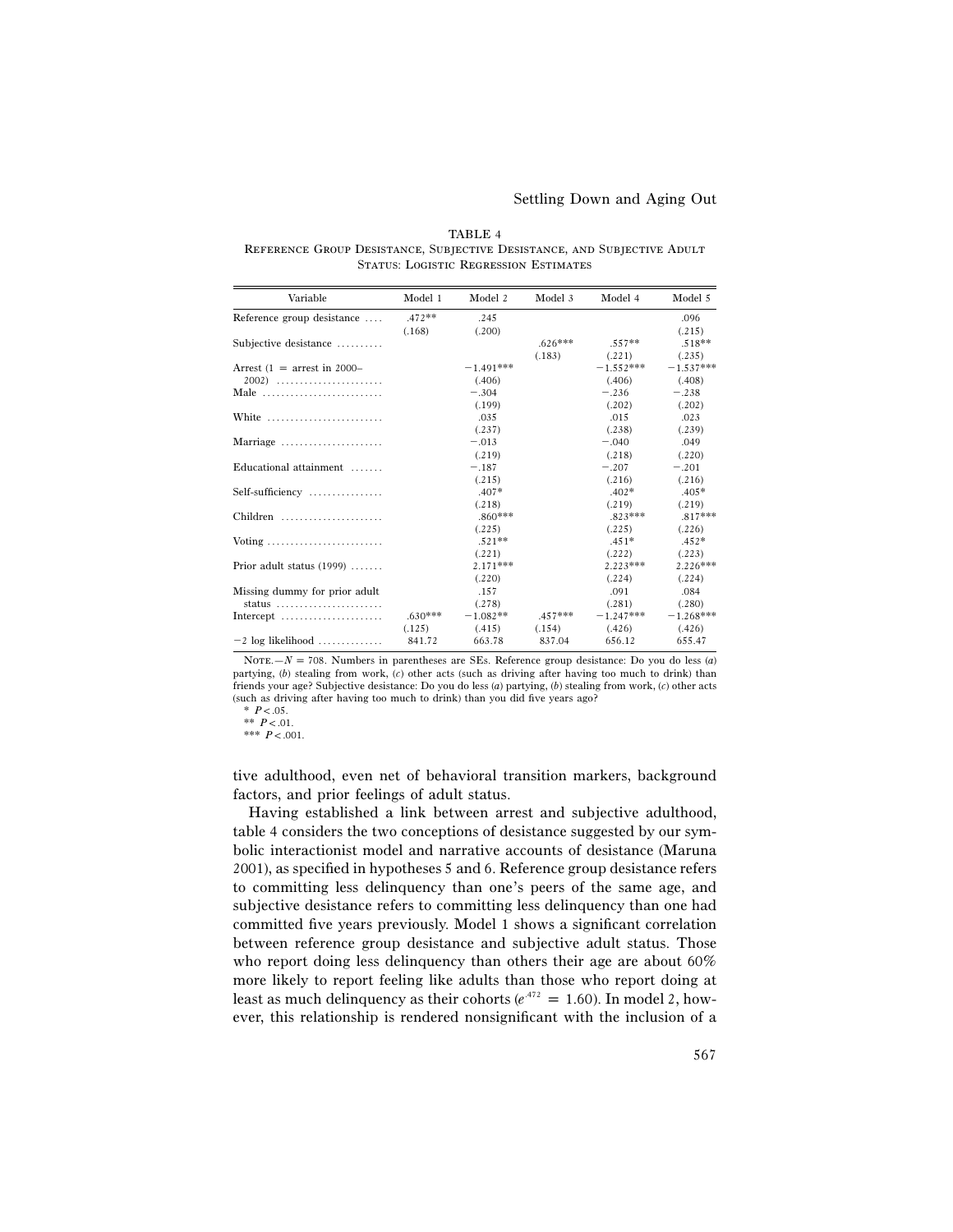TABLE 4

Reference Group Desistance, Subjective Desistance, and Subjective Adult Status: Logistic Regression Estimates

| Variable | Model 1 | Model 2 | Model 3 | Model 4 | Model 5 |
|---|---|---|---|---|---|
| Reference group desistance | .472** | .245 | | | .096 |
| | (.168) | (.200) | | | (.215) |
| Subjective desistance | | | .626*** | .557** | .518** |
| | | | (.183) | (.221) | (.235) |
| Arrest (1 = arrest in 2000–2002) | | −1.491*** | | −1.552*** | −1.537*** |
| | | (.406) | | (.406) | (.408) |
| Male | | −.304 | | −.236 | −.238 |
| | | (.199) | | (.202) | (.202) |
| White | | .035 | | .015 | .023 |
| | | (.237) | | (.238) | (.239) |
| Marriage | | −.013 | | −.040 | .049 |
| | | (.219) | | (.218) | (.220) |
| Educational attainment | | −.187 | | −.207 | −.201 |
| | | (.215) | | (.216) | (.216) |
| Self-sufficiency | | .407* | | .402* | .405* |
| | | (.218) | | (.219) | (.219) |
| Children | | .860*** | | .823*** | .817*** |
| | | (.225) | | (.225) | (.226) |
| Voting | | .521** | | .451* | .452* |
| | | (.221) | | (.222) | (.223) |
| Prior adult status (1999) | | 2.171*** | | 2.223*** | 2.226*** |
| | | (.220) | | (.224) | (.224) |
| Missing dummy for prior adult status | | .157 | | .091 | .084 |
| | | (.278) | | (.281) | (.280) |
| Intercept | .630*** | −1.082** | .457*** | −1.247*** | −1.268*** |
| | (.125) | (.415) | (.154) | (.426) | (.426) |
| −2 log likelihood | 841.72 | 663.78 | 837.04 | 656.12 | 655.47 |

Note.—$N = 708$. Numbers in parentheses are SEs. Reference group desistance: Do you do less (*a*) partying, (*b*) stealing from work, (*c*) other acts (such as driving after having too much to drink) than friends your age? Subjective desistance: Do you do less (*a*) partying, (*b*) stealing from work, (*c*) other acts (such as driving after having too much to drink) than you did five years ago?

\* $P < .05$.

\*\* $P < .01$.

\*\*\* $P < .001$.

tive adulthood, even net of behavioral transition markers, background factors, and prior feelings of adult status.

Having established a link between arrest and subjective adulthood, table 4 considers the two conceptions of desistance suggested by our symbolic interactionist model and narrative accounts of desistance (Maruna 2001), as specified in hypotheses 5 and 6. Reference group desistance refers to committing less delinquency than one's peers of the same age, and subjective desistance refers to committing less delinquency than one had committed five years previously. Model 1 shows a significant correlation between reference group desistance and subjective adult status. Those who report doing less delinquency than others their age are about 60% more likely to report feeling like adults than those who report doing at least as much delinquency as their cohorts ($e^{.472} = 1.60$). In model 2, however, this relationship is rendered nonsignificant with the inclusion of a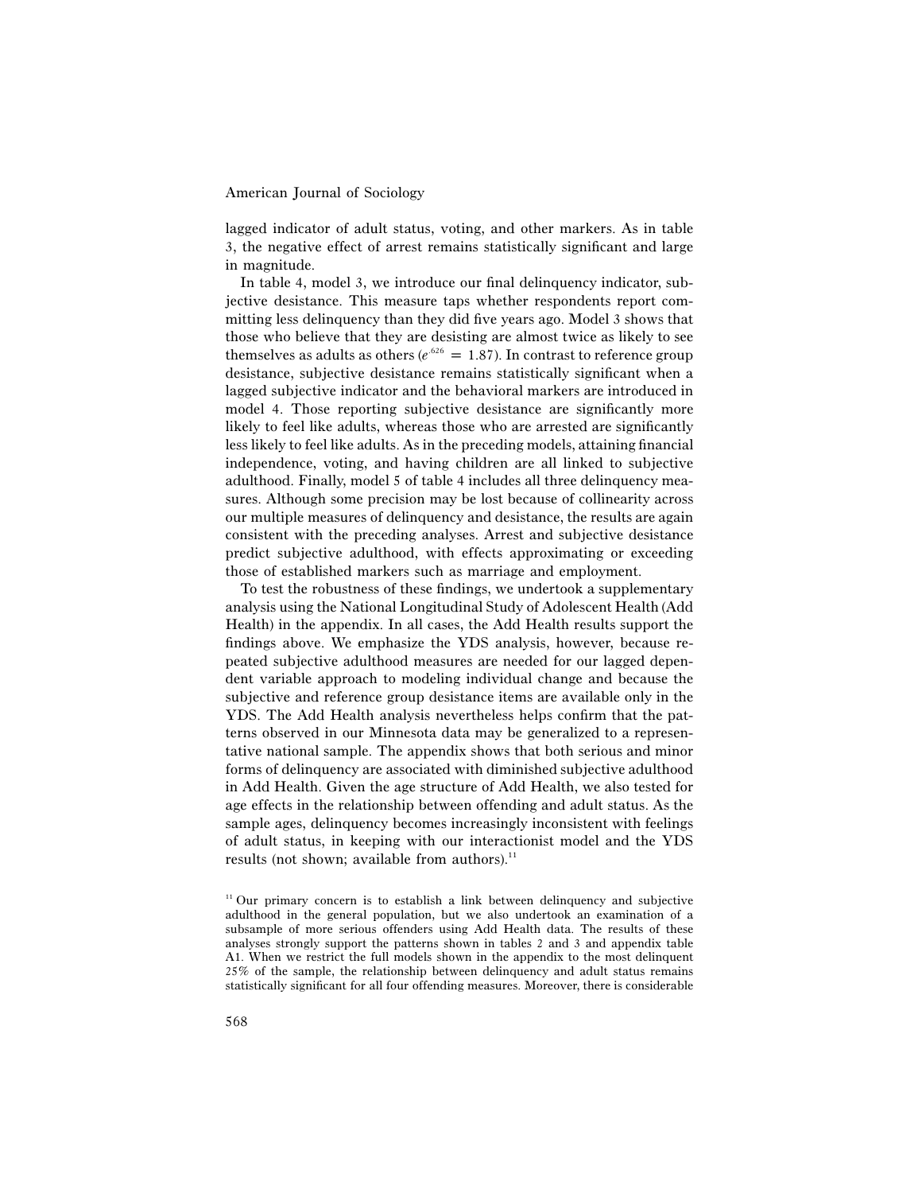lagged indicator of adult status, voting, and other markers. As in table 3, the negative effect of arrest remains statistically significant and large in magnitude.

In table 4, model 3, we introduce our final delinquency indicator, subjective desistance. This measure taps whether respondents report committing less delinquency than they did five years ago. Model 3 shows that those who believe that they are desisting are almost twice as likely to see themselves as adults as others ($e^{.626} = 1.87$). In contrast to reference group desistance, subjective desistance remains statistically significant when a lagged subjective indicator and the behavioral markers are introduced in model 4. Those reporting subjective desistance are significantly more likely to feel like adults, whereas those who are arrested are significantly less likely to feel like adults. As in the preceding models, attaining financial independence, voting, and having children are all linked to subjective adulthood. Finally, model 5 of table 4 includes all three delinquency measures. Although some precision may be lost because of collinearity across our multiple measures of delinquency and desistance, the results are again consistent with the preceding analyses. Arrest and subjective desistance predict subjective adulthood, with effects approximating or exceeding those of established markers such as marriage and employment.

To test the robustness of these findings, we undertook a supplementary analysis using the National Longitudinal Study of Adolescent Health (Add Health) in the appendix. In all cases, the Add Health results support the findings above. We emphasize the YDS analysis, however, because repeated subjective adulthood measures are needed for our lagged dependent variable approach to modeling individual change and because the subjective and reference group desistance items are available only in the YDS. The Add Health analysis nevertheless helps confirm that the patterns observed in our Minnesota data may be generalized to a representative national sample. The appendix shows that both serious and minor forms of delinquency are associated with diminished subjective adulthood in Add Health. Given the age structure of Add Health, we also tested for age effects in the relationship between offending and adult status. As the sample ages, delinquency becomes increasingly inconsistent with feelings of adult status, in keeping with our interactionist model and the YDS results (not shown; available from authors).[11]

[11] Our primary concern is to establish a link between delinquency and subjective adulthood in the general population, but we also undertook an examination of a subsample of more serious offenders using Add Health data. The results of these analyses strongly support the patterns shown in tables 2 and 3 and appendix table A1. When we restrict the full models shown in the appendix to the most delinquent 25% of the sample, the relationship between delinquency and adult status remains statistically significant for all four offending measures. Moreover, there is considerable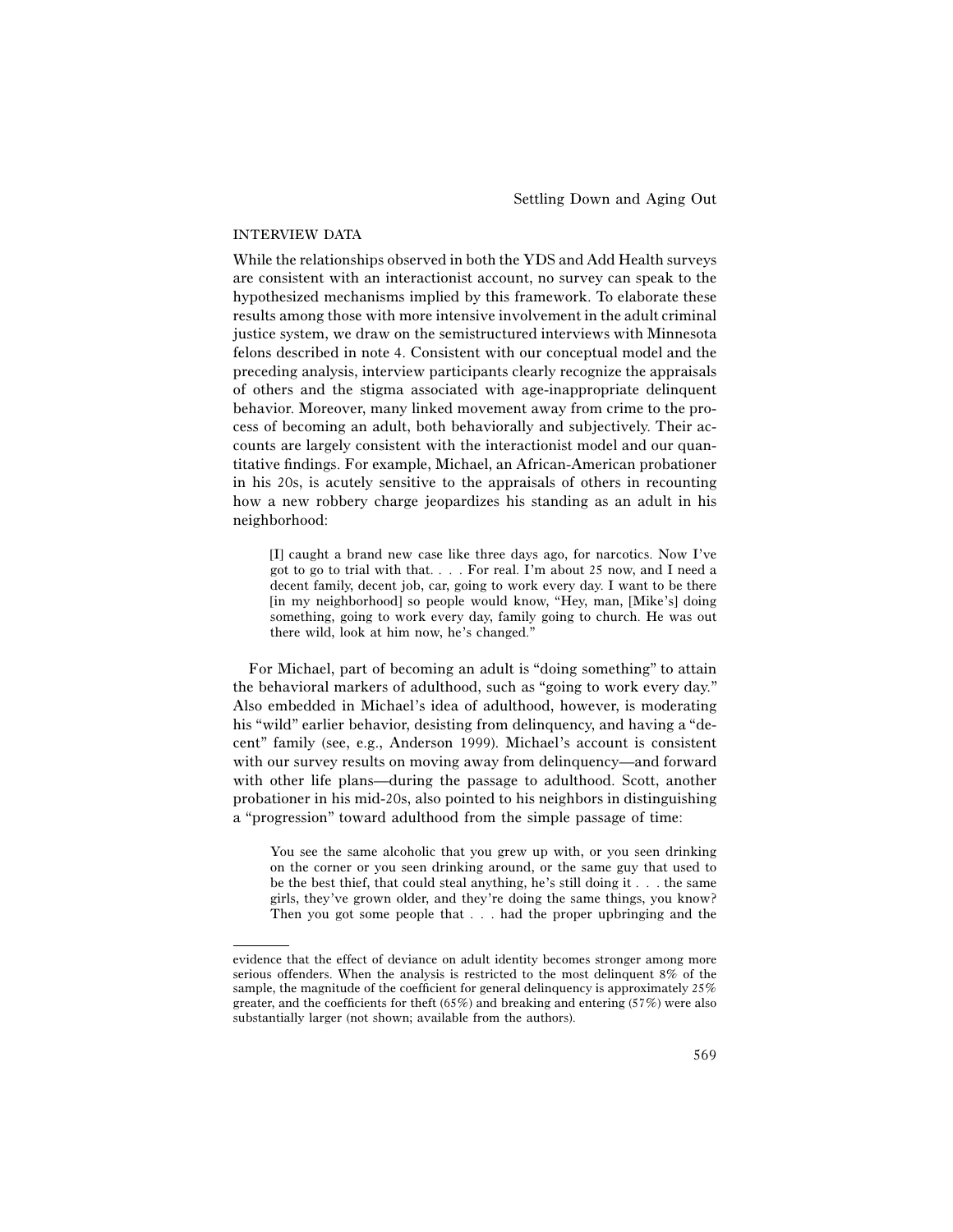## INTERVIEW DATA

While the relationships observed in both the YDS and Add Health surveys are consistent with an interactionist account, no survey can speak to the hypothesized mechanisms implied by this framework. To elaborate these results among those with more intensive involvement in the adult criminal justice system, we draw on the semistructured interviews with Minnesota felons described in note 4. Consistent with our conceptual model and the preceding analysis, interview participants clearly recognize the appraisals of others and the stigma associated with age-inappropriate delinquent behavior. Moreover, many linked movement away from crime to the process of becoming an adult, both behaviorally and subjectively. Their accounts are largely consistent with the interactionist model and our quantitative findings. For example, Michael, an African-American probationer in his 20s, is acutely sensitive to the appraisals of others in recounting how a new robbery charge jeopardizes his standing as an adult in his neighborhood:

> [I] caught a brand new case like three days ago, for narcotics. Now I've got to go to trial with that. . . . For real. I'm about 25 now, and I need a decent family, decent job, car, going to work every day. I want to be there [in my neighborhood] so people would know, "Hey, man, [Mike's] doing something, going to work every day, family going to church. He was out there wild, look at him now, he's changed."

For Michael, part of becoming an adult is "doing something" to attain the behavioral markers of adulthood, such as "going to work every day." Also embedded in Michael's idea of adulthood, however, is moderating his "wild" earlier behavior, desisting from delinquency, and having a "decent" family (see, e.g., Anderson 1999). Michael's account is consistent with our survey results on moving away from delinquency—and forward with other life plans—during the passage to adulthood. Scott, another probationer in his mid-20s, also pointed to his neighbors in distinguishing a "progression" toward adulthood from the simple passage of time:

> You see the same alcoholic that you grew up with, or you seen drinking on the corner or you seen drinking around, or the same guy that used to be the best thief, that could steal anything, he's still doing it . . . the same girls, they've grown older, and they're doing the same things, you know? Then you got some people that . . . had the proper upbringing and the

---

evidence that the effect of deviance on adult identity becomes stronger among more serious offenders. When the analysis is restricted to the most delinquent 8% of the sample, the magnitude of the coefficient for general delinquency is approximately 25% greater, and the coefficients for theft (65%) and breaking and entering (57%) were also substantially larger (not shown; available from the authors).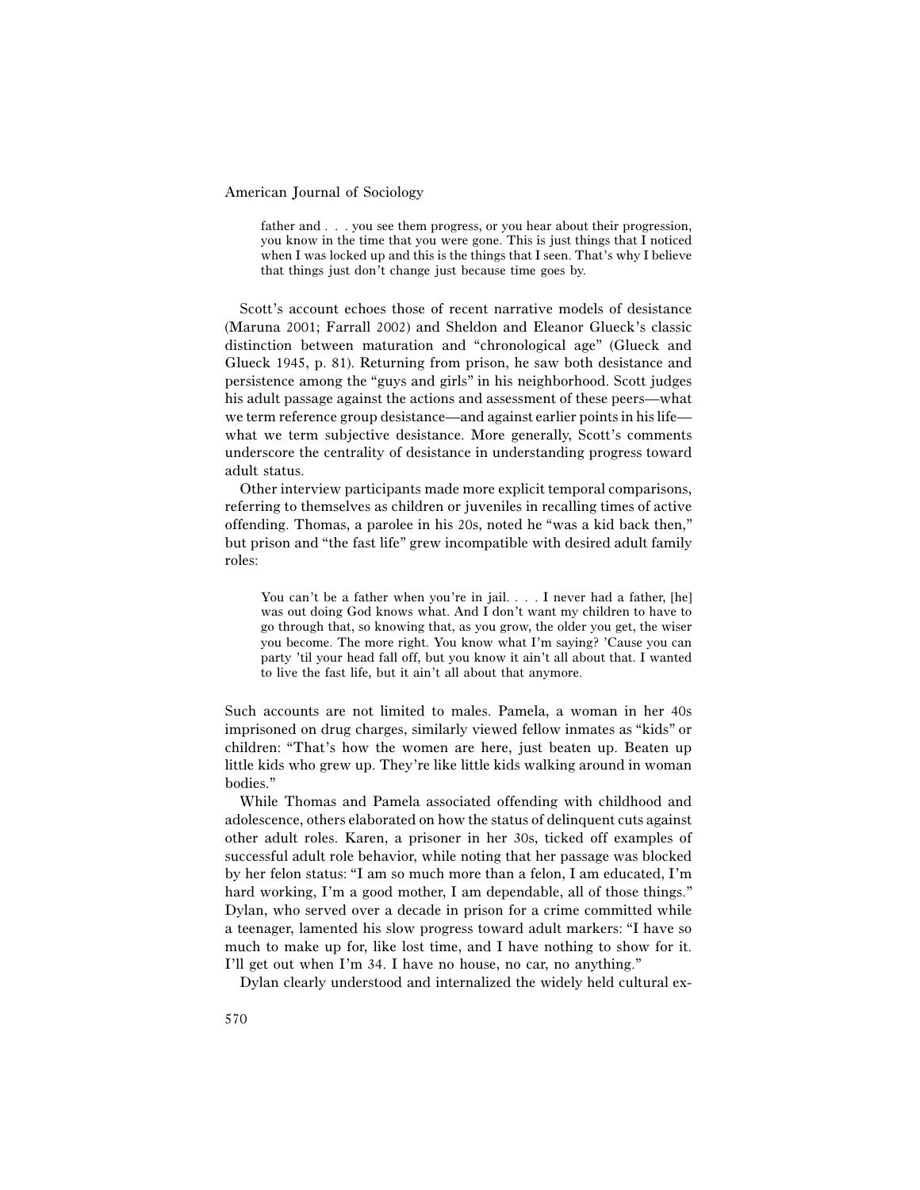> father and . . . you see them progress, or you hear about their progression, you know in the time that you were gone. This is just things that I noticed when I was locked up and this is the things that I seen. That's why I believe that things just don't change just because time goes by.

Scott's account echoes those of recent narrative models of desistance (Maruna 2001; Farrall 2002) and Sheldon and Eleanor Glueck's classic distinction between maturation and "chronological age" (Glueck and Glueck 1945, p. 81). Returning from prison, he saw both desistance and persistence among the "guys and girls" in his neighborhood. Scott judges his adult passage against the actions and assessment of these peers—what we term reference group desistance—and against earlier points in his life—what we term subjective desistance. More generally, Scott's comments underscore the centrality of desistance in understanding progress toward adult status.

Other interview participants made more explicit temporal comparisons, referring to themselves as children or juveniles in recalling times of active offending. Thomas, a parolee in his 20s, noted he "was a kid back then," but prison and "the fast life" grew incompatible with desired adult family roles:

> You can't be a father when you're in jail. . . . I never had a father, [he] was out doing God knows what. And I don't want my children to have to go through that, so knowing that, as you grow, the older you get, the wiser you become. The more right. You know what I'm saying? 'Cause you can party 'til your head fall off, but you know it ain't all about that. I wanted to live the fast life, but it ain't all about that anymore.

Such accounts are not limited to males. Pamela, a woman in her 40s imprisoned on drug charges, similarly viewed fellow inmates as "kids" or children: "That's how the women are here, just beaten up. Beaten up little kids who grew up. They're like little kids walking around in woman bodies."

While Thomas and Pamela associated offending with childhood and adolescence, others elaborated on how the status of delinquent cuts against other adult roles. Karen, a prisoner in her 30s, ticked off examples of successful adult role behavior, while noting that her passage was blocked by her felon status: "I am so much more than a felon, I am educated, I'm hard working, I'm a good mother, I am dependable, all of those things." Dylan, who served over a decade in prison for a crime committed while a teenager, lamented his slow progress toward adult markers: "I have so much to make up for, like lost time, and I have nothing to show for it. I'll get out when I'm 34. I have no house, no car, no anything."

Dylan clearly understood and internalized the widely held cultural ex-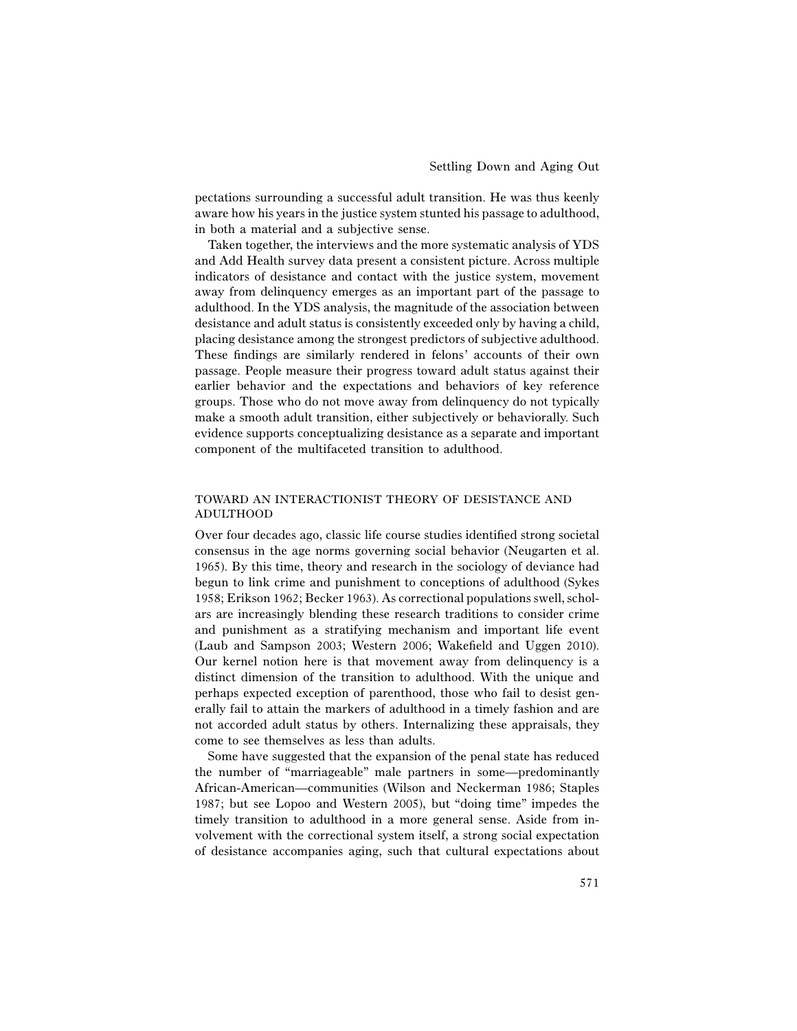pectations surrounding a successful adult transition. He was thus keenly aware how his years in the justice system stunted his passage to adulthood, in both a material and a subjective sense.

Taken together, the interviews and the more systematic analysis of YDS and Add Health survey data present a consistent picture. Across multiple indicators of desistance and contact with the justice system, movement away from delinquency emerges as an important part of the passage to adulthood. In the YDS analysis, the magnitude of the association between desistance and adult status is consistently exceeded only by having a child, placing desistance among the strongest predictors of subjective adulthood. These findings are similarly rendered in felons' accounts of their own passage. People measure their progress toward adult status against their earlier behavior and the expectations and behaviors of key reference groups. Those who do not move away from delinquency do not typically make a smooth adult transition, either subjectively or behaviorally. Such evidence supports conceptualizing desistance as a separate and important component of the multifaceted transition to adulthood.

## TOWARD AN INTERACTIONIST THEORY OF DESISTANCE AND ADULTHOOD

Over four decades ago, classic life course studies identified strong societal consensus in the age norms governing social behavior (Neugarten et al. 1965). By this time, theory and research in the sociology of deviance had begun to link crime and punishment to conceptions of adulthood (Sykes 1958; Erikson 1962; Becker 1963). As correctional populations swell, scholars are increasingly blending these research traditions to consider crime and punishment as a stratifying mechanism and important life event (Laub and Sampson 2003; Western 2006; Wakefield and Uggen 2010). Our kernel notion here is that movement away from delinquency is a distinct dimension of the transition to adulthood. With the unique and perhaps expected exception of parenthood, those who fail to desist generally fail to attain the markers of adulthood in a timely fashion and are not accorded adult status by others. Internalizing these appraisals, they come to see themselves as less than adults.

Some have suggested that the expansion of the penal state has reduced the number of "marriageable" male partners in some—predominantly African-American—communities (Wilson and Neckerman 1986; Staples 1987; but see Lopoo and Western 2005), but "doing time" impedes the timely transition to adulthood in a more general sense. Aside from involvement with the correctional system itself, a strong social expectation of desistance accompanies aging, such that cultural expectations about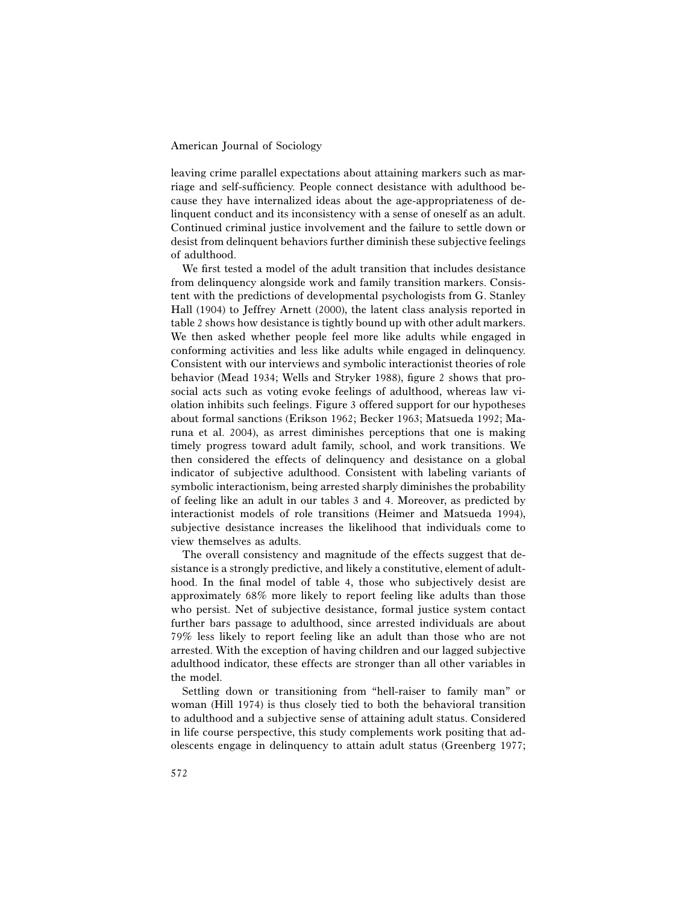leaving crime parallel expectations about attaining markers such as marriage and self-sufficiency. People connect desistance with adulthood because they have internalized ideas about the age-appropriateness of delinquent conduct and its inconsistency with a sense of oneself as an adult. Continued criminal justice involvement and the failure to settle down or desist from delinquent behaviors further diminish these subjective feelings of adulthood.

We first tested a model of the adult transition that includes desistance from delinquency alongside work and family transition markers. Consistent with the predictions of developmental psychologists from G. Stanley Hall (1904) to Jeffrey Arnett (2000), the latent class analysis reported in table 2 shows how desistance is tightly bound up with other adult markers. We then asked whether people feel more like adults while engaged in conforming activities and less like adults while engaged in delinquency. Consistent with our interviews and symbolic interactionist theories of role behavior (Mead 1934; Wells and Stryker 1988), figure 2 shows that prosocial acts such as voting evoke feelings of adulthood, whereas law violation inhibits such feelings. Figure 3 offered support for our hypotheses about formal sanctions (Erikson 1962; Becker 1963; Matsueda 1992; Maruna et al. 2004), as arrest diminishes perceptions that one is making timely progress toward adult family, school, and work transitions. We then considered the effects of delinquency and desistance on a global indicator of subjective adulthood. Consistent with labeling variants of symbolic interactionism, being arrested sharply diminishes the probability of feeling like an adult in our tables 3 and 4. Moreover, as predicted by interactionist models of role transitions (Heimer and Matsueda 1994), subjective desistance increases the likelihood that individuals come to view themselves as adults.

The overall consistency and magnitude of the effects suggest that desistance is a strongly predictive, and likely a constitutive, element of adulthood. In the final model of table 4, those who subjectively desist are approximately 68% more likely to report feeling like adults than those who persist. Net of subjective desistance, formal justice system contact further bars passage to adulthood, since arrested individuals are about 79% less likely to report feeling like an adult than those who are not arrested. With the exception of having children and our lagged subjective adulthood indicator, these effects are stronger than all other variables in the model.

Settling down or transitioning from "hell-raiser to family man" or woman (Hill 1974) is thus closely tied to both the behavioral transition to adulthood and a subjective sense of attaining adult status. Considered in life course perspective, this study complements work positing that adolescents engage in delinquency to attain adult status (Greenberg 1977;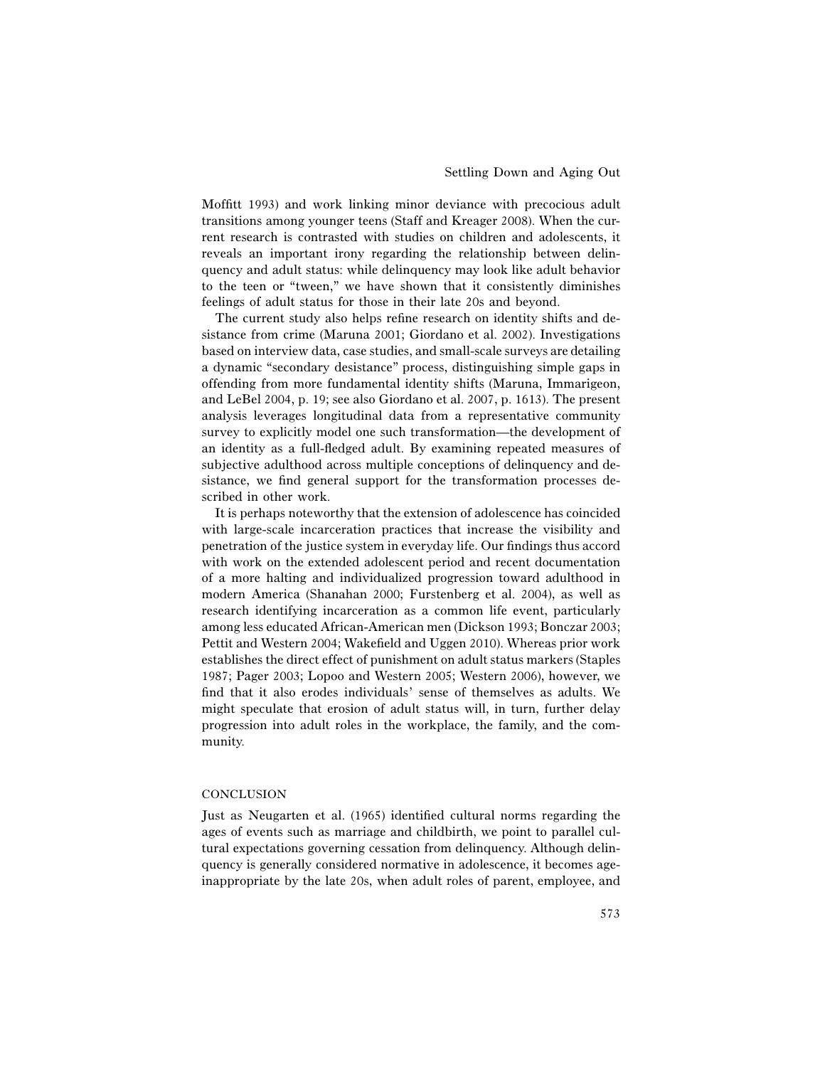Moffitt 1993) and work linking minor deviance with precocious adult transitions among younger teens (Staff and Kreager 2008). When the current research is contrasted with studies on children and adolescents, it reveals an important irony regarding the relationship between delinquency and adult status: while delinquency may look like adult behavior to the teen or "tween," we have shown that it consistently diminishes feelings of adult status for those in their late 20s and beyond.

The current study also helps refine research on identity shifts and desistance from crime (Maruna 2001; Giordano et al. 2002). Investigations based on interview data, case studies, and small-scale surveys are detailing a dynamic "secondary desistance" process, distinguishing simple gaps in offending from more fundamental identity shifts (Maruna, Immarigeon, and LeBel 2004, p. 19; see also Giordano et al. 2007, p. 1613). The present analysis leverages longitudinal data from a representative community survey to explicitly model one such transformation—the development of an identity as a full-fledged adult. By examining repeated measures of subjective adulthood across multiple conceptions of delinquency and desistance, we find general support for the transformation processes described in other work.

It is perhaps noteworthy that the extension of adolescence has coincided with large-scale incarceration practices that increase the visibility and penetration of the justice system in everyday life. Our findings thus accord with work on the extended adolescent period and recent documentation of a more halting and individualized progression toward adulthood in modern America (Shanahan 2000; Furstenberg et al. 2004), as well as research identifying incarceration as a common life event, particularly among less educated African-American men (Dickson 1993; Bonczar 2003; Pettit and Western 2004; Wakefield and Uggen 2010). Whereas prior work establishes the direct effect of punishment on adult status markers (Staples 1987; Pager 2003; Lopoo and Western 2005; Western 2006), however, we find that it also erodes individuals' sense of themselves as adults. We might speculate that erosion of adult status will, in turn, further delay progression into adult roles in the workplace, the family, and the community.

## CONCLUSION

Just as Neugarten et al. (1965) identified cultural norms regarding the ages of events such as marriage and childbirth, we point to parallel cultural expectations governing cessation from delinquency. Although delinquency is generally considered normative in adolescence, it becomes age-inappropriate by the late 20s, when adult roles of parent, employee, and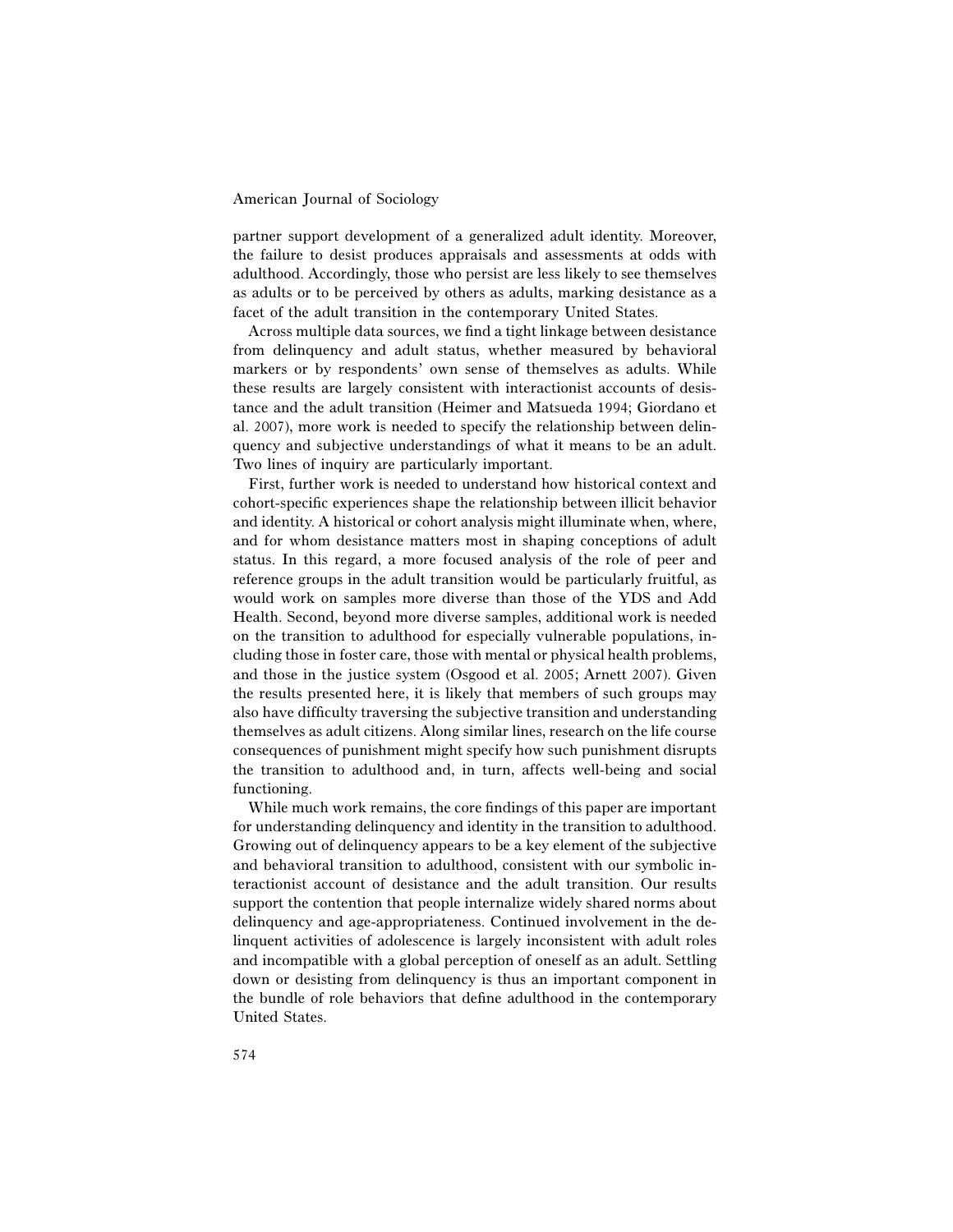partner support development of a generalized adult identity. Moreover, the failure to desist produces appraisals and assessments at odds with adulthood. Accordingly, those who persist are less likely to see themselves as adults or to be perceived by others as adults, marking desistance as a facet of the adult transition in the contemporary United States.

Across multiple data sources, we find a tight linkage between desistance from delinquency and adult status, whether measured by behavioral markers or by respondents' own sense of themselves as adults. While these results are largely consistent with interactionist accounts of desistance and the adult transition (Heimer and Matsueda 1994; Giordano et al. 2007), more work is needed to specify the relationship between delinquency and subjective understandings of what it means to be an adult. Two lines of inquiry are particularly important.

First, further work is needed to understand how historical context and cohort-specific experiences shape the relationship between illicit behavior and identity. A historical or cohort analysis might illuminate when, where, and for whom desistance matters most in shaping conceptions of adult status. In this regard, a more focused analysis of the role of peer and reference groups in the adult transition would be particularly fruitful, as would work on samples more diverse than those of the YDS and Add Health. Second, beyond more diverse samples, additional work is needed on the transition to adulthood for especially vulnerable populations, including those in foster care, those with mental or physical health problems, and those in the justice system (Osgood et al. 2005; Arnett 2007). Given the results presented here, it is likely that members of such groups may also have difficulty traversing the subjective transition and understanding themselves as adult citizens. Along similar lines, research on the life course consequences of punishment might specify how such punishment disrupts the transition to adulthood and, in turn, affects well-being and social functioning.

While much work remains, the core findings of this paper are important for understanding delinquency and identity in the transition to adulthood. Growing out of delinquency appears to be a key element of the subjective and behavioral transition to adulthood, consistent with our symbolic interactionist account of desistance and the adult transition. Our results support the contention that people internalize widely shared norms about delinquency and age-appropriateness. Continued involvement in the delinquent activities of adolescence is largely inconsistent with adult roles and incompatible with a global perception of oneself as an adult. Settling down or desisting from delinquency is thus an important component in the bundle of role behaviors that define adulthood in the contemporary United States.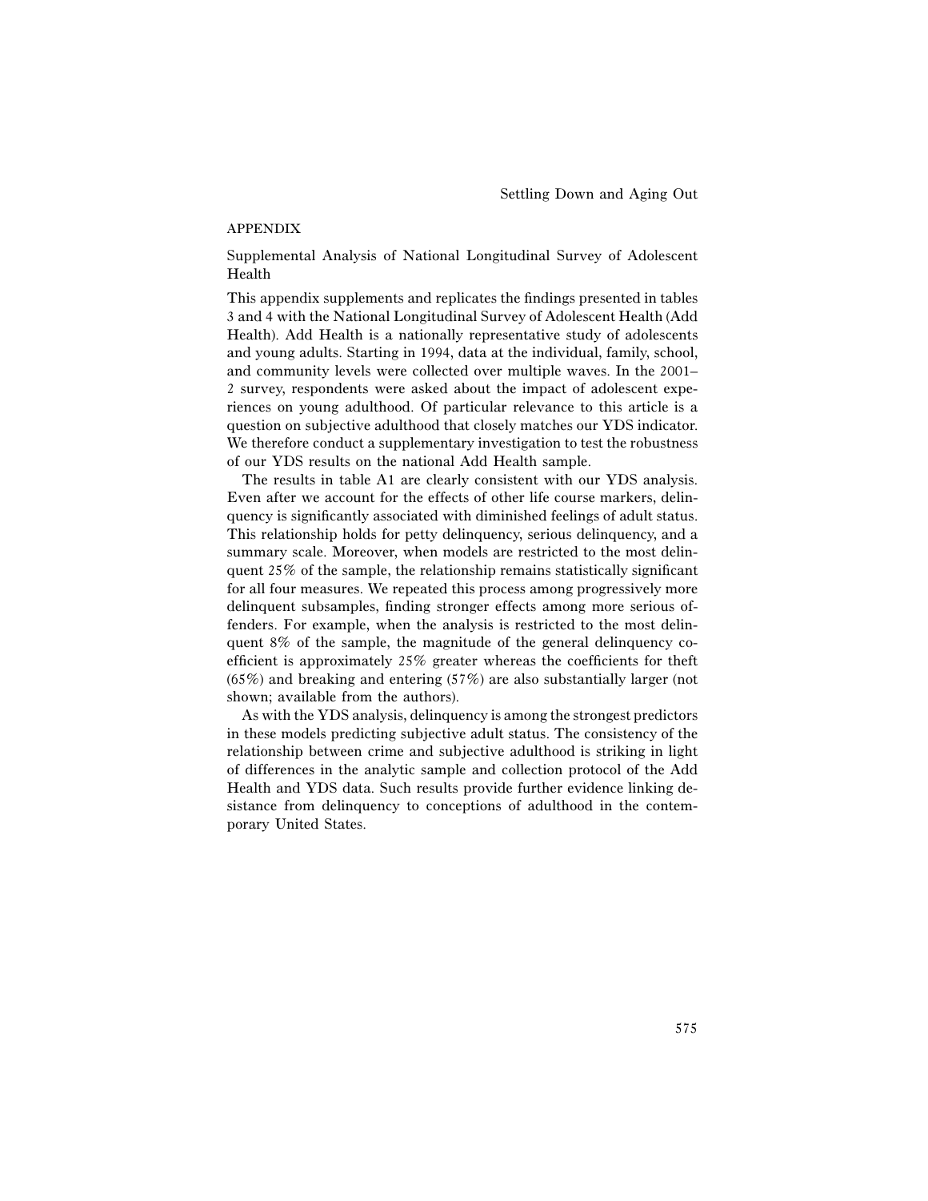## APPENDIX

### Supplemental Analysis of National Longitudinal Survey of Adolescent Health

This appendix supplements and replicates the findings presented in tables 3 and 4 with the National Longitudinal Survey of Adolescent Health (Add Health). Add Health is a nationally representative study of adolescents and young adults. Starting in 1994, data at the individual, family, school, and community levels were collected over multiple waves. In the 2001–2 survey, respondents were asked about the impact of adolescent experiences on young adulthood. Of particular relevance to this article is a question on subjective adulthood that closely matches our YDS indicator. We therefore conduct a supplementary investigation to test the robustness of our YDS results on the national Add Health sample.

The results in table A1 are clearly consistent with our YDS analysis. Even after we account for the effects of other life course markers, delinquency is significantly associated with diminished feelings of adult status. This relationship holds for petty delinquency, serious delinquency, and a summary scale. Moreover, when models are restricted to the most delinquent 25% of the sample, the relationship remains statistically significant for all four measures. We repeated this process among progressively more delinquent subsamples, finding stronger effects among more serious offenders. For example, when the analysis is restricted to the most delinquent 8% of the sample, the magnitude of the general delinquency coefficient is approximately 25% greater whereas the coefficients for theft (65%) and breaking and entering (57%) are also substantially larger (not shown; available from the authors).

As with the YDS analysis, delinquency is among the strongest predictors in these models predicting subjective adult status. The consistency of the relationship between crime and subjective adulthood is striking in light of differences in the analytic sample and collection protocol of the Add Health and YDS data. Such results provide further evidence linking desistance from delinquency to conceptions of adulthood in the contemporary United States.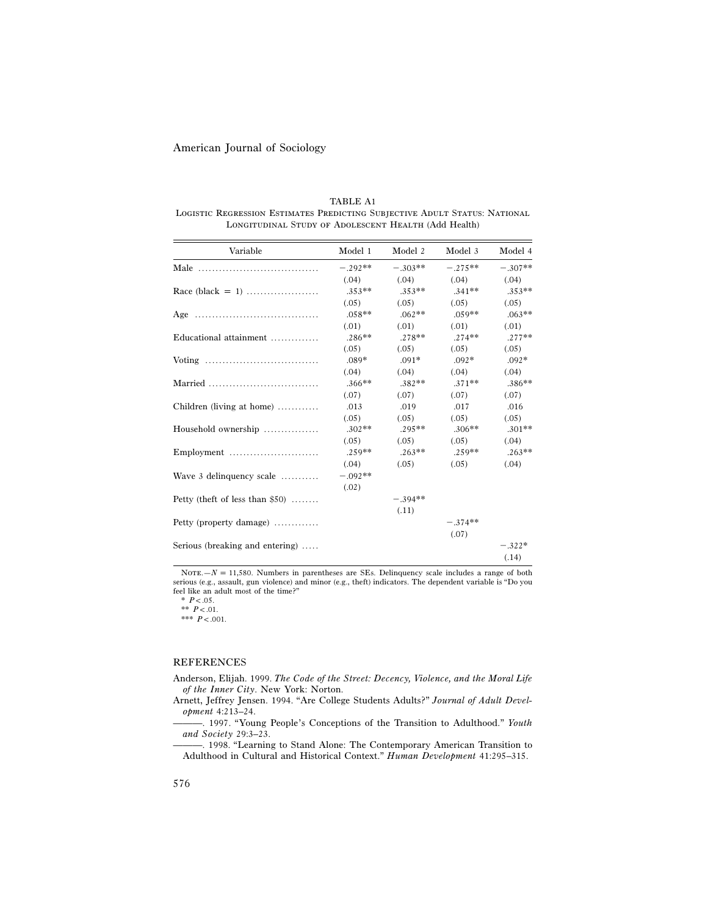TABLE A1

Logistic Regression Estimates Predicting Subjective Adult Status: National Longitudinal Study of Adolescent Health (Add Health)

| Variable | Model 1 | Model 2 | Model 3 | Model 4 |
|---|---|---|---|---|
| Male | −.292** | −.303** | −.275** | −.307** |
| | (.04) | (.04) | (.04) | (.04) |
| Race (black = 1) | .353** | .353** | .341** | .353** |
| | (.05) | (.05) | (.05) | (.05) |
| Age | .058** | .062** | .059** | .063** |
| | (.01) | (.01) | (.01) | (.01) |
| Educational attainment | .286** | .278** | .274** | .277** |
| | (.05) | (.05) | (.05) | (.05) |
| Voting | .089* | .091* | .092* | .092* |
| | (.04) | (.04) | (.04) | (.04) |
| Married | .366** | .382** | .371** | .386** |
| | (.07) | (.07) | (.07) | (.07) |
| Children (living at home) | .013 | .019 | .017 | .016 |
| | (.05) | (.05) | (.05) | (.05) |
| Household ownership | .302** | .295** | .306** | .301** |
| | (.05) | (.05) | (.05) | (.04) |
| Employment | .259** | .263** | .259** | .263** |
| | (.04) | (.05) | (.05) | (.04) |
| Wave 3 delinquency scale | −.092** | | | |
| | (.02) | | | |
| Petty (theft of less than $50) | | −.394** | | |
| | | (.11) | | |
| Petty (property damage) | | | −.374** | |
| | | | (.07) | |
| Serious (breaking and entering) | | | | −.322* |
| | | | | (.14) |

Note.—$N = 11{,}580$. Numbers in parentheses are SEs. Delinquency scale includes a range of both serious (e.g., assault, gun violence) and minor (e.g., theft) indicators. The dependent variable is "Do you feel like an adult most of the time?"

\* $P < .05$.

\*\* $P < .01$.

\*\*\* $P < .001$.

## REFERENCES

Anderson, Elijah. 1999. *The Code of the Street: Decency, Violence, and the Moral Life of the Inner City*. New York: Norton.

Arnett, Jeffrey Jensen. 1994. "Are College Students Adults?" *Journal of Adult Development* 4:213–24.

———. 1997. "Young People's Conceptions of the Transition to Adulthood." *Youth and Society* 29:3–23.

———. 1998. "Learning to Stand Alone: The Contemporary American Transition to Adulthood in Cultural and Historical Context." *Human Development* 41:295–315.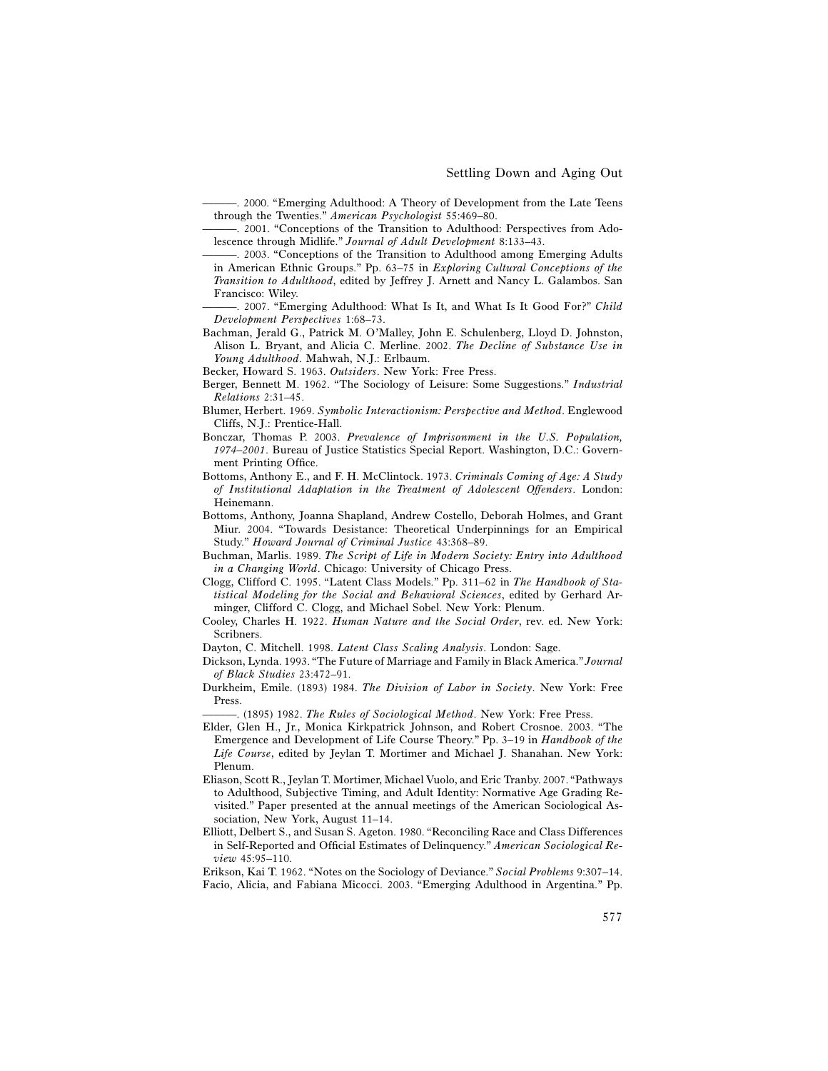———. 2000. "Emerging Adulthood: A Theory of Development from the Late Teens through the Twenties." *American Psychologist* 55:469–80.

———. 2001. "Conceptions of the Transition to Adulthood: Perspectives from Adolescence through Midlife." *Journal of Adult Development* 8:133–43.

———. 2003. "Conceptions of the Transition to Adulthood among Emerging Adults in American Ethnic Groups." Pp. 63–75 in *Exploring Cultural Conceptions of the Transition to Adulthood*, edited by Jeffrey J. Arnett and Nancy L. Galambos. San Francisco: Wiley.

———. 2007. "Emerging Adulthood: What Is It, and What Is It Good For?" *Child Development Perspectives* 1:68–73.

Bachman, Jerald G., Patrick M. O'Malley, John E. Schulenberg, Lloyd D. Johnston, Alison L. Bryant, and Alicia C. Merline. 2002. *The Decline of Substance Use in Young Adulthood*. Mahwah, N.J.: Erlbaum.

Becker, Howard S. 1963. *Outsiders*. New York: Free Press.

Berger, Bennett M. 1962. "The Sociology of Leisure: Some Suggestions." *Industrial Relations* 2:31–45.

Blumer, Herbert. 1969. *Symbolic Interactionism: Perspective and Method*. Englewood Cliffs, N.J.: Prentice-Hall.

Bonczar, Thomas P. 2003. *Prevalence of Imprisonment in the U.S. Population, 1974–2001*. Bureau of Justice Statistics Special Report. Washington, D.C.: Government Printing Office.

Bottoms, Anthony E., and F. H. McClintock. 1973. *Criminals Coming of Age: A Study of Institutional Adaptation in the Treatment of Adolescent Offenders*. London: Heinemann.

Bottoms, Anthony, Joanna Shapland, Andrew Costello, Deborah Holmes, and Grant Miur. 2004. "Towards Desistance: Theoretical Underpinnings for an Empirical Study." *Howard Journal of Criminal Justice* 43:368–89.

Buchman, Marlis. 1989. *The Script of Life in Modern Society: Entry into Adulthood in a Changing World*. Chicago: University of Chicago Press.

Clogg, Clifford C. 1995. "Latent Class Models." Pp. 311–62 in *The Handbook of Statistical Modeling for the Social and Behavioral Sciences*, edited by Gerhard Arminger, Clifford C. Clogg, and Michael Sobel. New York: Plenum.

Cooley, Charles H. 1922. *Human Nature and the Social Order*, rev. ed. New York: Scribners.

Dayton, C. Mitchell. 1998. *Latent Class Scaling Analysis*. London: Sage.

Dickson, Lynda. 1993. "The Future of Marriage and Family in Black America." *Journal of Black Studies* 23:472–91.

Durkheim, Emile. (1893) 1984. *The Division of Labor in Society*. New York: Free Press.

———. (1895) 1982. *The Rules of Sociological Method*. New York: Free Press.

Elder, Glen H., Jr., Monica Kirkpatrick Johnson, and Robert Crosnoe. 2003. "The Emergence and Development of Life Course Theory." Pp. 3–19 in *Handbook of the Life Course*, edited by Jeylan T. Mortimer and Michael J. Shanahan. New York: Plenum.

Eliason, Scott R., Jeylan T. Mortimer, Michael Vuolo, and Eric Tranby. 2007. "Pathways to Adulthood, Subjective Timing, and Adult Identity: Normative Age Grading Revisited." Paper presented at the annual meetings of the American Sociological Association, New York, August 11–14.

Elliott, Delbert S., and Susan S. Ageton. 1980. "Reconciling Race and Class Differences in Self-Reported and Official Estimates of Delinquency." *American Sociological Review* 45:95–110.

Erikson, Kai T. 1962. "Notes on the Sociology of Deviance." *Social Problems* 9:307–14.

Facio, Alicia, and Fabiana Micocci. 2003. "Emerging Adulthood in Argentina." Pp.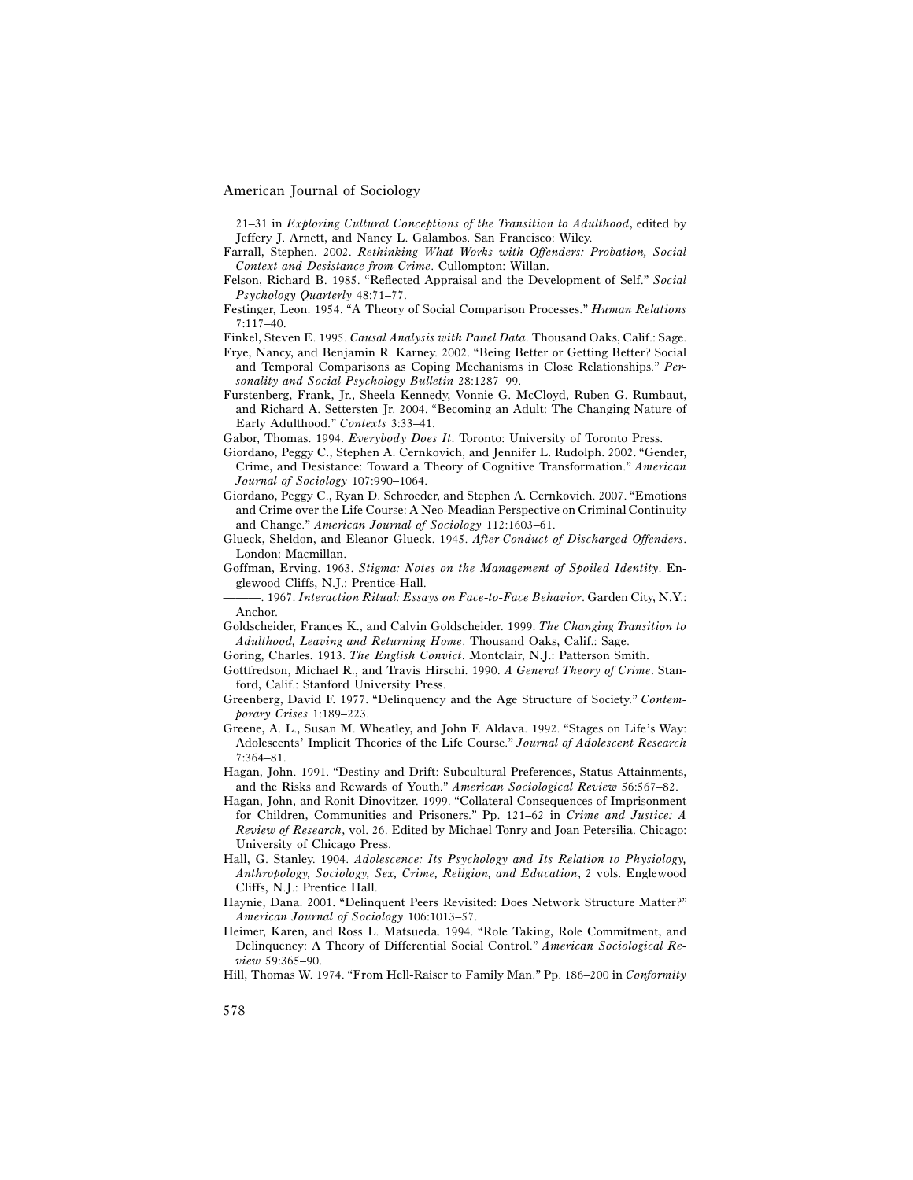21–31 in *Exploring Cultural Conceptions of the Transition to Adulthood*, edited by Jeffery J. Arnett, and Nancy L. Galambos. San Francisco: Wiley.

Farrall, Stephen. 2002. *Rethinking What Works with Offenders: Probation, Social Context and Desistance from Crime*. Cullompton: Willan.

Felson, Richard B. 1985. "Reflected Appraisal and the Development of Self." *Social Psychology Quarterly* 48:71–77.

Festinger, Leon. 1954. "A Theory of Social Comparison Processes." *Human Relations* 7:117–40.

Finkel, Steven E. 1995. *Causal Analysis with Panel Data*. Thousand Oaks, Calif.: Sage.

Frye, Nancy, and Benjamin R. Karney. 2002. "Being Better or Getting Better? Social and Temporal Comparisons as Coping Mechanisms in Close Relationships." *Personality and Social Psychology Bulletin* 28:1287–99.

Furstenberg, Frank, Jr., Sheela Kennedy, Vonnie G. McCloyd, Ruben G. Rumbaut, and Richard A. Settersten Jr. 2004. "Becoming an Adult: The Changing Nature of Early Adulthood." *Contexts* 3:33–41.

Gabor, Thomas. 1994. *Everybody Does It*. Toronto: University of Toronto Press.

Giordano, Peggy C., Stephen A. Cernkovich, and Jennifer L. Rudolph. 2002. "Gender, Crime, and Desistance: Toward a Theory of Cognitive Transformation." *American Journal of Sociology* 107:990–1064.

Giordano, Peggy C., Ryan D. Schroeder, and Stephen A. Cernkovich. 2007. "Emotions and Crime over the Life Course: A Neo-Meadian Perspective on Criminal Continuity and Change." *American Journal of Sociology* 112:1603–61.

Glueck, Sheldon, and Eleanor Glueck. 1945. *After-Conduct of Discharged Offenders*. London: Macmillan.

Goffman, Erving. 1963. *Stigma: Notes on the Management of Spoiled Identity*. Englewood Cliffs, N.J.: Prentice-Hall.

———. 1967. *Interaction Ritual: Essays on Face-to-Face Behavior*. Garden City, N.Y.: Anchor.

Goldscheider, Frances K., and Calvin Goldscheider. 1999. *The Changing Transition to Adulthood, Leaving and Returning Home*. Thousand Oaks, Calif.: Sage.

Goring, Charles. 1913. *The English Convict*. Montclair, N.J.: Patterson Smith.

Gottfredson, Michael R., and Travis Hirschi. 1990. *A General Theory of Crime*. Stanford, Calif.: Stanford University Press.

Greenberg, David F. 1977. "Delinquency and the Age Structure of Society." *Contemporary Crises* 1:189–223.

Greene, A. L., Susan M. Wheatley, and John F. Aldava. 1992. "Stages on Life's Way: Adolescents' Implicit Theories of the Life Course." *Journal of Adolescent Research* 7:364–81.

Hagan, John. 1991. "Destiny and Drift: Subcultural Preferences, Status Attainments, and the Risks and Rewards of Youth." *American Sociological Review* 56:567–82.

Hagan, John, and Ronit Dinovitzer. 1999. "Collateral Consequences of Imprisonment for Children, Communities and Prisoners." Pp. 121–62 in *Crime and Justice: A Review of Research*, vol. 26. Edited by Michael Tonry and Joan Petersilia. Chicago: University of Chicago Press.

Hall, G. Stanley. 1904. *Adolescence: Its Psychology and Its Relation to Physiology, Anthropology, Sociology, Sex, Crime, Religion, and Education*, 2 vols. Englewood Cliffs, N.J.: Prentice Hall.

Haynie, Dana. 2001. "Delinquent Peers Revisited: Does Network Structure Matter?" *American Journal of Sociology* 106:1013–57.

Heimer, Karen, and Ross L. Matsueda. 1994. "Role Taking, Role Commitment, and Delinquency: A Theory of Differential Social Control." *American Sociological Review* 59:365–90.

Hill, Thomas W. 1974. "From Hell-Raiser to Family Man." Pp. 186–200 in *Conformity*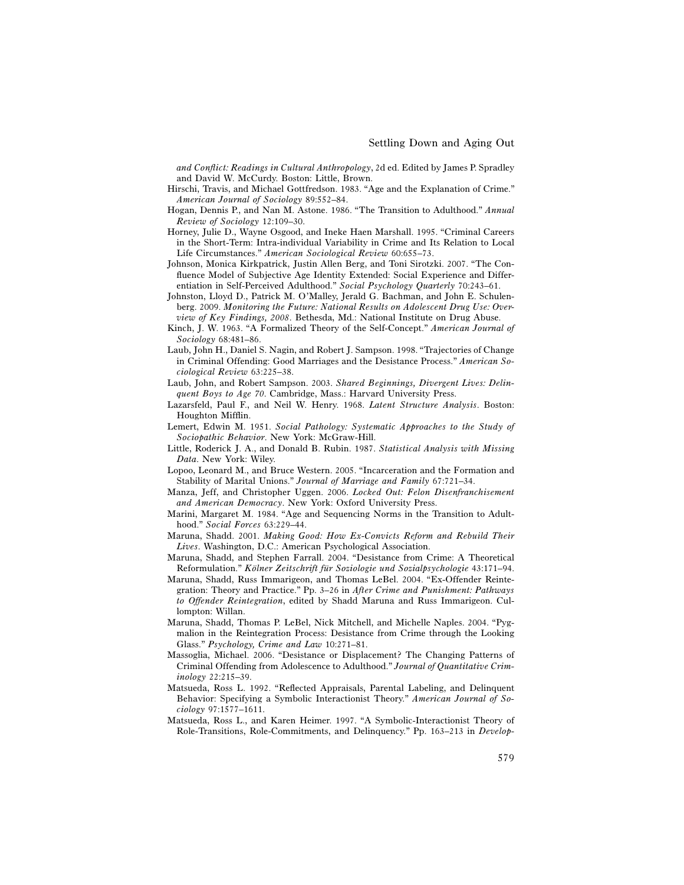*and Conflict: Readings in Cultural Anthropology*, 2d ed. Edited by James P. Spradley and David W. McCurdy. Boston: Little, Brown.

Hirschi, Travis, and Michael Gottfredson. 1983. "Age and the Explanation of Crime." *American Journal of Sociology* 89:552–84.

Hogan, Dennis P., and Nan M. Astone. 1986. "The Transition to Adulthood." *Annual Review of Sociology* 12:109–30.

Horney, Julie D., Wayne Osgood, and Ineke Haen Marshall. 1995. "Criminal Careers in the Short-Term: Intra-individual Variability in Crime and Its Relation to Local Life Circumstances." *American Sociological Review* 60:655–73.

Johnson, Monica Kirkpatrick, Justin Allen Berg, and Toni Sirotzki. 2007. "The Confluence Model of Subjective Age Identity Extended: Social Experience and Differentiation in Self-Perceived Adulthood." *Social Psychology Quarterly* 70:243–61.

Johnston, Lloyd D., Patrick M. O'Malley, Jerald G. Bachman, and John E. Schulenberg. 2009. *Monitoring the Future: National Results on Adolescent Drug Use: Overview of Key Findings, 2008*. Bethesda, Md.: National Institute on Drug Abuse.

Kinch, J. W. 1963. "A Formalized Theory of the Self-Concept." *American Journal of Sociology* 68:481–86.

Laub, John H., Daniel S. Nagin, and Robert J. Sampson. 1998. "Trajectories of Change in Criminal Offending: Good Marriages and the Desistance Process." *American Sociological Review* 63:225–38.

Laub, John, and Robert Sampson. 2003. *Shared Beginnings, Divergent Lives: Delinquent Boys to Age 70*. Cambridge, Mass.: Harvard University Press.

Lazarsfeld, Paul F., and Neil W. Henry. 1968. *Latent Structure Analysis*. Boston: Houghton Mifflin.

Lemert, Edwin M. 1951. *Social Pathology: Systematic Approaches to the Study of Sociopathic Behavior*. New York: McGraw-Hill.

Little, Roderick J. A., and Donald B. Rubin. 1987. *Statistical Analysis with Missing Data*. New York: Wiley.

Lopoo, Leonard M., and Bruce Western. 2005. "Incarceration and the Formation and Stability of Marital Unions." *Journal of Marriage and Family* 67:721–34.

Manza, Jeff, and Christopher Uggen. 2006. *Locked Out: Felon Disenfranchisement and American Democracy*. New York: Oxford University Press.

Marini, Margaret M. 1984. "Age and Sequencing Norms in the Transition to Adulthood." *Social Forces* 63:229–44.

Maruna, Shadd. 2001. *Making Good: How Ex-Convicts Reform and Rebuild Their Lives*. Washington, D.C.: American Psychological Association.

Maruna, Shadd, and Stephen Farrall. 2004. "Desistance from Crime: A Theoretical Reformulation." *Kölner Zeitschrift für Soziologie und Sozialpsychologie* 43:171–94.

Maruna, Shadd, Russ Immarigeon, and Thomas LeBel. 2004. "Ex-Offender Reintegration: Theory and Practice." Pp. 3–26 in *After Crime and Punishment: Pathways to Offender Reintegration*, edited by Shadd Maruna and Russ Immarigeon. Cullompton: Willan.

Maruna, Shadd, Thomas P. LeBel, Nick Mitchell, and Michelle Naples. 2004. "Pygmalion in the Reintegration Process: Desistance from Crime through the Looking Glass." *Psychology, Crime and Law* 10:271–81.

Massoglia, Michael. 2006. "Desistance or Displacement? The Changing Patterns of Criminal Offending from Adolescence to Adulthood." *Journal of Quantitative Criminology* 22:215–39.

Matsueda, Ross L. 1992. "Reflected Appraisals, Parental Labeling, and Delinquent Behavior: Specifying a Symbolic Interactionist Theory." *American Journal of Sociology* 97:1577–1611.

Matsueda, Ross L., and Karen Heimer. 1997. "A Symbolic-Interactionist Theory of Role-Transitions, Role-Commitments, and Delinquency." Pp. 163–213 in *Develop-*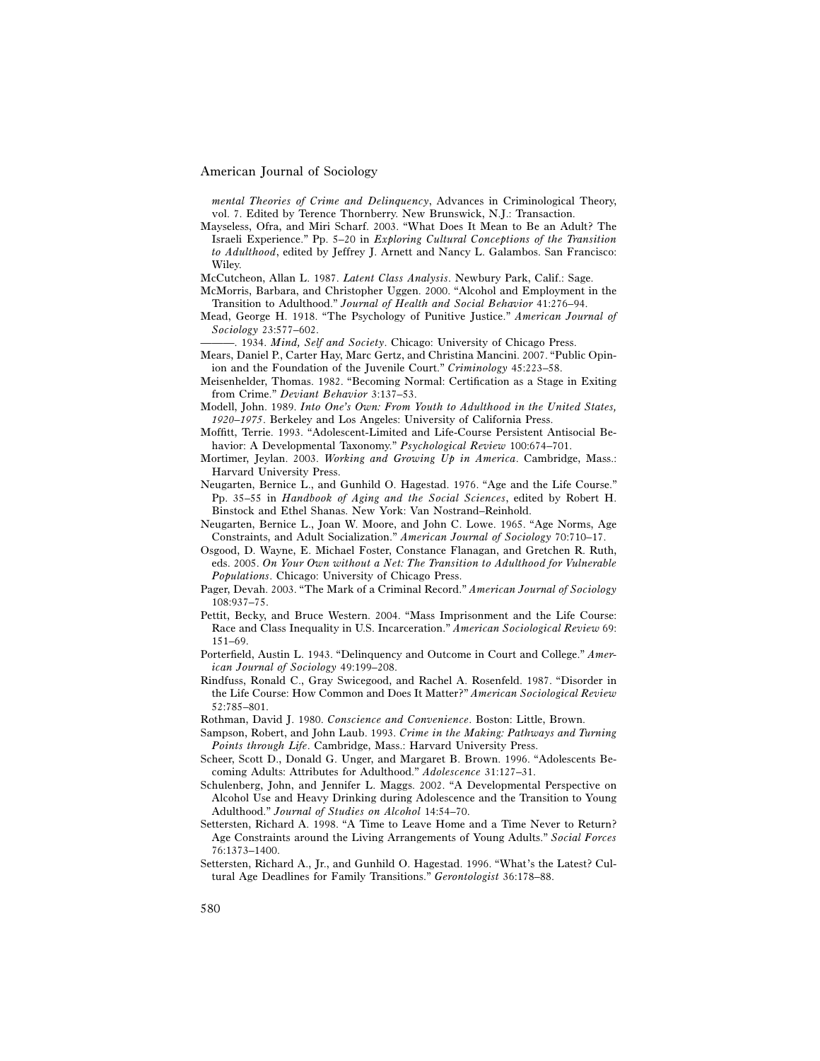*mental Theories of Crime and Delinquency*, Advances in Criminological Theory, vol. 7. Edited by Terence Thornberry. New Brunswick, N.J.: Transaction.

Mayseless, Ofra, and Miri Scharf. 2003. "What Does It Mean to Be an Adult? The Israeli Experience." Pp. 5–20 in *Exploring Cultural Conceptions of the Transition to Adulthood*, edited by Jeffrey J. Arnett and Nancy L. Galambos. San Francisco: Wiley.

McCutcheon, Allan L. 1987. *Latent Class Analysis*. Newbury Park, Calif.: Sage.

McMorris, Barbara, and Christopher Uggen. 2000. "Alcohol and Employment in the Transition to Adulthood." *Journal of Health and Social Behavior* 41:276–94.

Mead, George H. 1918. "The Psychology of Punitive Justice." *American Journal of Sociology* 23:577–602.

———. 1934. *Mind, Self and Society*. Chicago: University of Chicago Press.

Mears, Daniel P., Carter Hay, Marc Gertz, and Christina Mancini. 2007. "Public Opinion and the Foundation of the Juvenile Court." *Criminology* 45:223–58.

Meisenhelder, Thomas. 1982. "Becoming Normal: Certification as a Stage in Exiting from Crime." *Deviant Behavior* 3:137–53.

Modell, John. 1989. *Into One's Own: From Youth to Adulthood in the United States, 1920–1975*. Berkeley and Los Angeles: University of California Press.

Moffitt, Terrie. 1993. "Adolescent-Limited and Life-Course Persistent Antisocial Behavior: A Developmental Taxonomy." *Psychological Review* 100:674–701.

Mortimer, Jeylan. 2003. *Working and Growing Up in America*. Cambridge, Mass.: Harvard University Press.

Neugarten, Bernice L., and Gunhild O. Hagestad. 1976. "Age and the Life Course." Pp. 35–55 in *Handbook of Aging and the Social Sciences*, edited by Robert H. Binstock and Ethel Shanas. New York: Van Nostrand–Reinhold.

Neugarten, Bernice L., Joan W. Moore, and John C. Lowe. 1965. "Age Norms, Age Constraints, and Adult Socialization." *American Journal of Sociology* 70:710–17.

Osgood, D. Wayne, E. Michael Foster, Constance Flanagan, and Gretchen R. Ruth, eds. 2005. *On Your Own without a Net: The Transition to Adulthood for Vulnerable Populations*. Chicago: University of Chicago Press.

Pager, Devah. 2003. "The Mark of a Criminal Record." *American Journal of Sociology* 108:937–75.

Pettit, Becky, and Bruce Western. 2004. "Mass Imprisonment and the Life Course: Race and Class Inequality in U.S. Incarceration." *American Sociological Review* 69: 151–69.

Porterfield, Austin L. 1943. "Delinquency and Outcome in Court and College." *American Journal of Sociology* 49:199–208.

Rindfuss, Ronald C., Gray Swicegood, and Rachel A. Rosenfeld. 1987. "Disorder in the Life Course: How Common and Does It Matter?" *American Sociological Review* 52:785–801.

Rothman, David J. 1980. *Conscience and Convenience*. Boston: Little, Brown.

Sampson, Robert, and John Laub. 1993. *Crime in the Making: Pathways and Turning Points through Life*. Cambridge, Mass.: Harvard University Press.

Scheer, Scott D., Donald G. Unger, and Margaret B. Brown. 1996. "Adolescents Becoming Adults: Attributes for Adulthood." *Adolescence* 31:127–31.

Schulenberg, John, and Jennifer L. Maggs. 2002. "A Developmental Perspective on Alcohol Use and Heavy Drinking during Adolescence and the Transition to Young Adulthood." *Journal of Studies on Alcohol* 14:54–70.

Settersten, Richard A. 1998. "A Time to Leave Home and a Time Never to Return? Age Constraints around the Living Arrangements of Young Adults." *Social Forces* 76:1373–1400.

Settersten, Richard A., Jr., and Gunhild O. Hagestad. 1996. "What's the Latest? Cultural Age Deadlines for Family Transitions." *Gerontologist* 36:178–88.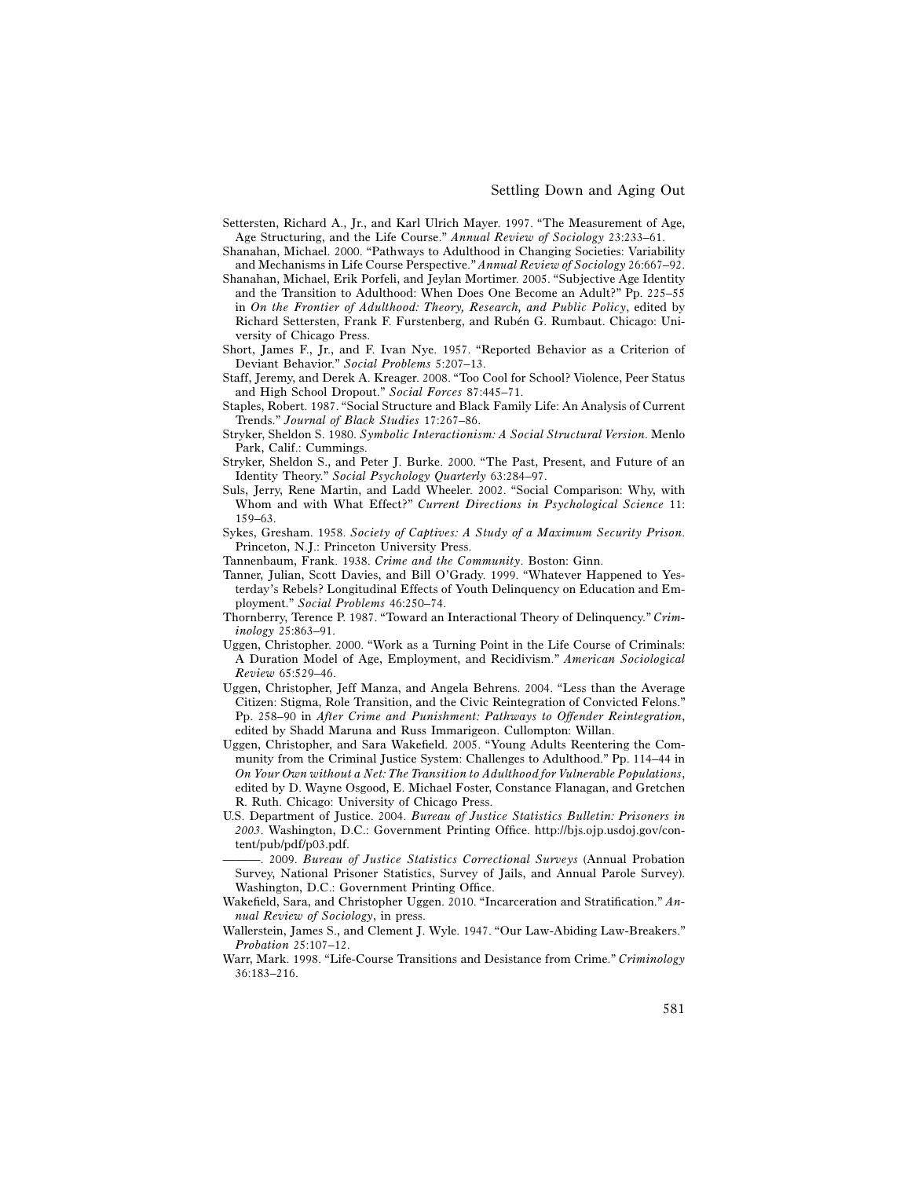Settersten, Richard A., Jr., and Karl Ulrich Mayer. 1997. "The Measurement of Age, Age Structuring, and the Life Course." *Annual Review of Sociology* 23:233–61.

Shanahan, Michael. 2000. "Pathways to Adulthood in Changing Societies: Variability and Mechanisms in Life Course Perspective." *Annual Review of Sociology* 26:667–92.

Shanahan, Michael, Erik Porfeli, and Jeylan Mortimer. 2005. "Subjective Age Identity and the Transition to Adulthood: When Does One Become an Adult?" Pp. 225–55 in *On the Frontier of Adulthood: Theory, Research, and Public Policy*, edited by Richard Settersten, Frank F. Furstenberg, and Rubén G. Rumbaut. Chicago: University of Chicago Press.

Short, James F., Jr., and F. Ivan Nye. 1957. "Reported Behavior as a Criterion of Deviant Behavior." *Social Problems* 5:207–13.

Staff, Jeremy, and Derek A. Kreager. 2008. "Too Cool for School? Violence, Peer Status and High School Dropout." *Social Forces* 87:445–71.

Staples, Robert. 1987. "Social Structure and Black Family Life: An Analysis of Current Trends." *Journal of Black Studies* 17:267–86.

Stryker, Sheldon S. 1980. *Symbolic Interactionism: A Social Structural Version*. Menlo Park, Calif.: Cummings.

Stryker, Sheldon S., and Peter J. Burke. 2000. "The Past, Present, and Future of an Identity Theory." *Social Psychology Quarterly* 63:284–97.

Suls, Jerry, Rene Martin, and Ladd Wheeler. 2002. "Social Comparison: Why, with Whom and with What Effect?" *Current Directions in Psychological Science* 11: 159–63.

Sykes, Gresham. 1958. *Society of Captives: A Study of a Maximum Security Prison*. Princeton, N.J.: Princeton University Press.

Tannenbaum, Frank. 1938. *Crime and the Community*. Boston: Ginn.

Tanner, Julian, Scott Davies, and Bill O'Grady. 1999. "Whatever Happened to Yesterday's Rebels? Longitudinal Effects of Youth Delinquency on Education and Employment." *Social Problems* 46:250–74.

Thornberry, Terence P. 1987. "Toward an Interactional Theory of Delinquency." *Criminology* 25:863–91.

Uggen, Christopher. 2000. "Work as a Turning Point in the Life Course of Criminals: A Duration Model of Age, Employment, and Recidivism." *American Sociological Review* 65:529–46.

Uggen, Christopher, Jeff Manza, and Angela Behrens. 2004. "Less than the Average Citizen: Stigma, Role Transition, and the Civic Reintegration of Convicted Felons." Pp. 258–90 in *After Crime and Punishment: Pathways to Offender Reintegration*, edited by Shadd Maruna and Russ Immarigeon. Cullompton: Willan.

Uggen, Christopher, and Sara Wakefield. 2005. "Young Adults Reentering the Community from the Criminal Justice System: Challenges to Adulthood." Pp. 114–44 in *On Your Own without a Net: The Transition to Adulthood for Vulnerable Populations*, edited by D. Wayne Osgood, E. Michael Foster, Constance Flanagan, and Gretchen R. Ruth. Chicago: University of Chicago Press.

U.S. Department of Justice. 2004. *Bureau of Justice Statistics Bulletin: Prisoners in 2003*. Washington, D.C.: Government Printing Office. http://bjs.ojp.usdoj.gov/content/pub/pdf/p03.pdf.

———. 2009. *Bureau of Justice Statistics Correctional Surveys* (Annual Probation Survey, National Prisoner Statistics, Survey of Jails, and Annual Parole Survey). Washington, D.C.: Government Printing Office.

Wakefield, Sara, and Christopher Uggen. 2010. "Incarceration and Stratification." *Annual Review of Sociology*, in press.

Wallerstein, James S., and Clement J. Wyle. 1947. "Our Law-Abiding Law-Breakers." *Probation* 25:107–12.

Warr, Mark. 1998. "Life-Course Transitions and Desistance from Crime." *Criminology* 36:183–216.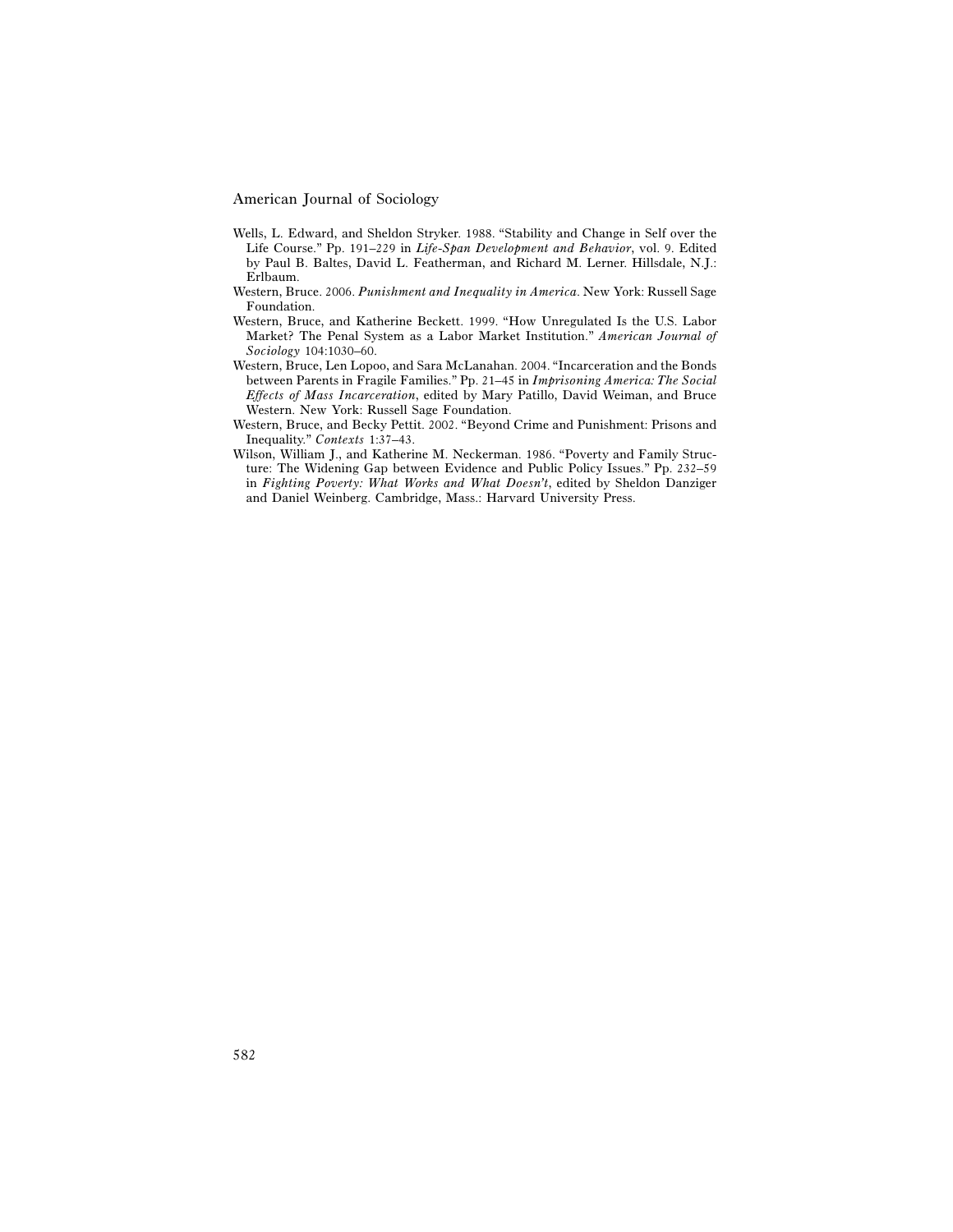Wells, L. Edward, and Sheldon Stryker. 1988. "Stability and Change in Self over the Life Course." Pp. 191–229 in *Life-Span Development and Behavior*, vol. 9. Edited by Paul B. Baltes, David L. Featherman, and Richard M. Lerner. Hillsdale, N.J.: Erlbaum.

Western, Bruce. 2006. *Punishment and Inequality in America*. New York: Russell Sage Foundation.

Western, Bruce, and Katherine Beckett. 1999. "How Unregulated Is the U.S. Labor Market? The Penal System as a Labor Market Institution." *American Journal of Sociology* 104:1030–60.

Western, Bruce, Len Lopoo, and Sara McLanahan. 2004. "Incarceration and the Bonds between Parents in Fragile Families." Pp. 21–45 in *Imprisoning America: The Social Effects of Mass Incarceration*, edited by Mary Patillo, David Weiman, and Bruce Western. New York: Russell Sage Foundation.

Western, Bruce, and Becky Pettit. 2002. "Beyond Crime and Punishment: Prisons and Inequality." *Contexts* 1:37–43.

Wilson, William J., and Katherine M. Neckerman. 1986. "Poverty and Family Structure: The Widening Gap between Evidence and Public Policy Issues." Pp. 232–59 in *Fighting Poverty: What Works and What Doesn't*, edited by Sheldon Danziger and Daniel Weinberg. Cambridge, Mass.: Harvard University Press.